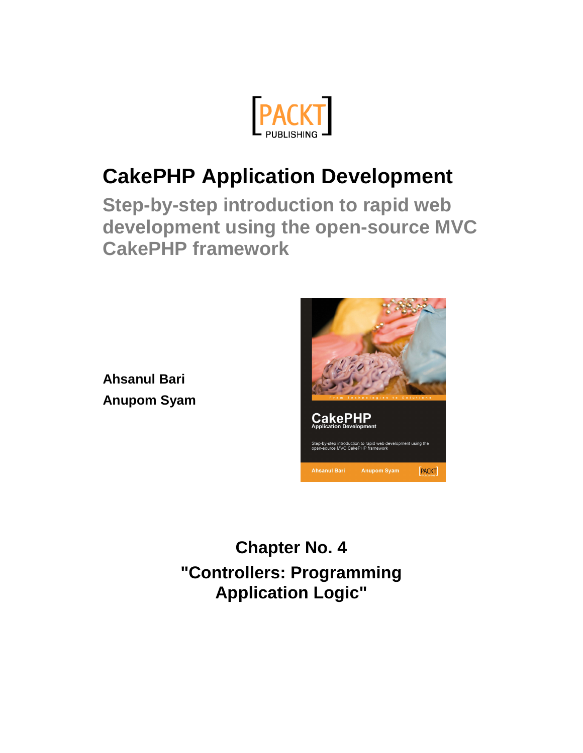[PACKT PUBLISHING

# CakePHP Application Development

## Step-by-step introduction to rapid web development using the open-source MVC CakePHP framework

**Ahsanul Bari**

**Anupom Syam**

### Chapter No. 4

### "Controllers: Programming Application Logic"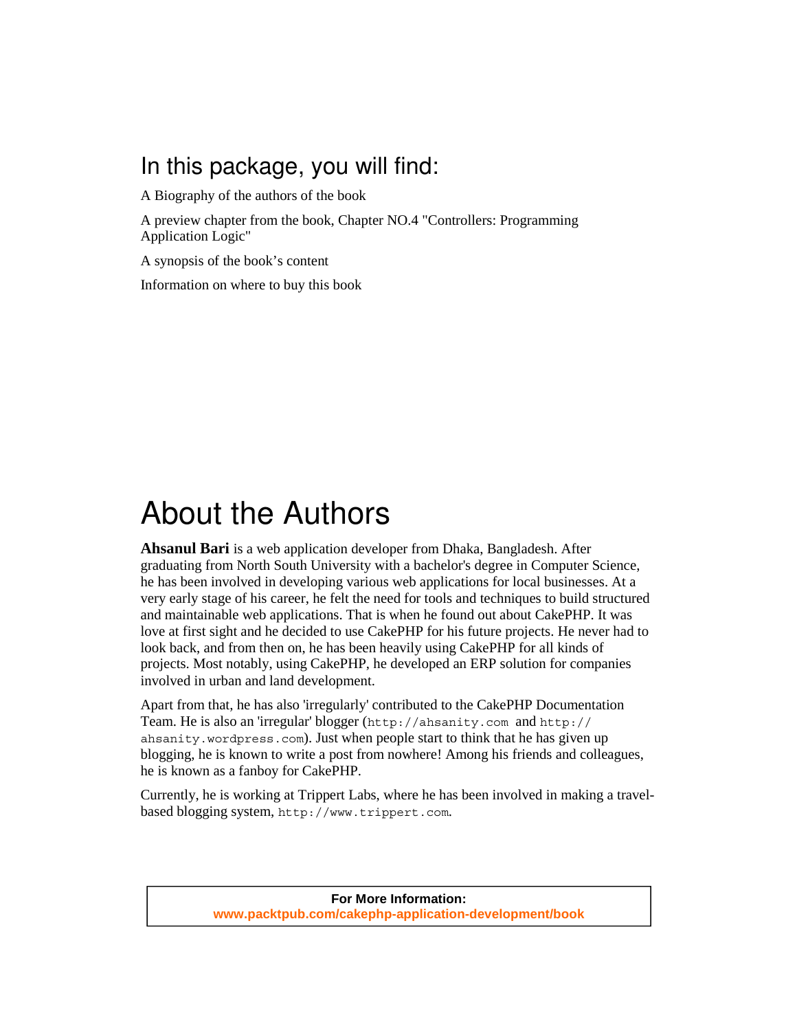## In this package, you will find:

A Biography of the authors of the book

A preview chapter from the book, Chapter NO.4 "Controllers: Programming Application Logic"

A synopsis of the book's content

Information on where to buy this book

# About the Authors

**Ahsanul Bari** is a web application developer from Dhaka, Bangladesh. After graduating from North South University with a bachelor's degree in Computer Science, he has been involved in developing various web applications for local businesses. At a very early stage of his career, he felt the need for tools and techniques to build structured and maintainable web applications. That is when he found out about CakePHP. It was love at first sight and he decided to use CakePHP for his future projects. He never had to look back, and from then on, he has been heavily using CakePHP for all kinds of projects. Most notably, using CakePHP, he developed an ERP solution for companies involved in urban and land development.

Apart from that, he has also 'irregularly' contributed to the CakePHP Documentation Team. He is also an 'irregular' blogger (`http://ahsanity.com` and `http://ahsanity.wordpress.com`). Just when people start to think that he has given up blogging, he is known to write a post from nowhere! Among his friends and colleagues, he is known as a fanboy for CakePHP.

Currently, he is working at Trippert Labs, where he has been involved in making a travel-based blogging system, `http://www.trippert.com`.

**For More Information:**
**www.packtpub.com/cakephp-application-development/book**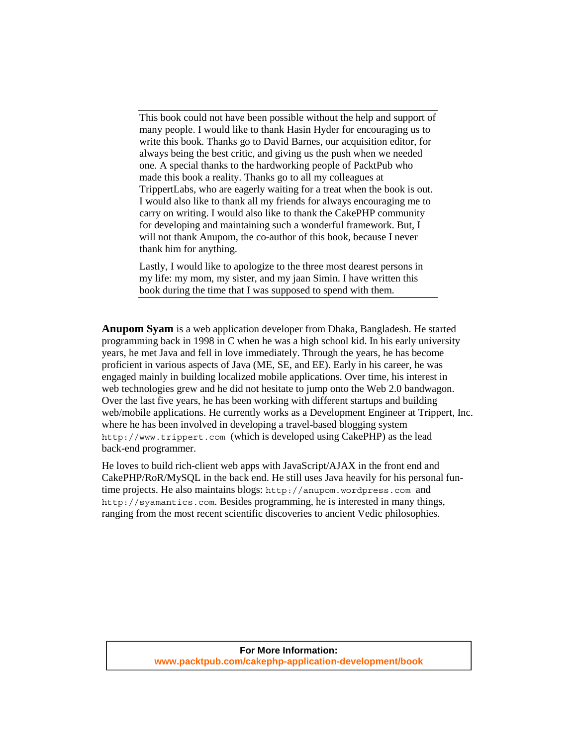This book could not have been possible without the help and support of many people. I would like to thank Hasin Hyder for encouraging us to write this book. Thanks go to David Barnes, our acquisition editor, for always being the best critic, and giving us the push when we needed one. A special thanks to the hardworking people of PacktPub who made this book a reality. Thanks go to all my colleagues at TrippertLabs, who are eagerly waiting for a treat when the book is out. I would also like to thank all my friends for always encouraging me to carry on writing. I would also like to thank the CakePHP community for developing and maintaining such a wonderful framework. But, I will not thank Anupom, the co-author of this book, because I never thank him for anything.

Lastly, I would like to apologize to the three most dearest persons in my life: my mom, my sister, and my jaan Simin. I have written this book during the time that I was supposed to spend with them.

**Anupom Syam** is a web application developer from Dhaka, Bangladesh. He started programming back in 1998 in C when he was a high school kid. In his early university years, he met Java and fell in love immediately. Through the years, he has become proficient in various aspects of Java (ME, SE, and EE). Early in his career, he was engaged mainly in building localized mobile applications. Over time, his interest in web technologies grew and he did not hesitate to jump onto the Web 2.0 bandwagon. Over the last five years, he has been working with different startups and building web/mobile applications. He currently works as a Development Engineer at Trippert, Inc. where he has been involved in developing a travel-based blogging system `http://www.trippert.com` (which is developed using CakePHP) as the lead back-end programmer.

He loves to build rich-client web apps with JavaScript/AJAX in the front end and CakePHP/RoR/MySQL in the back end. He still uses Java heavily for his personal fun-time projects. He also maintains blogs: `http://anupom.wordpress.com` and `http://syamantics.com`. Besides programming, he is interested in many things, ranging from the most recent scientific discoveries to ancient Vedic philosophies.

**For More Information:**
**www.packtpub.com/cakephp-application-development/book**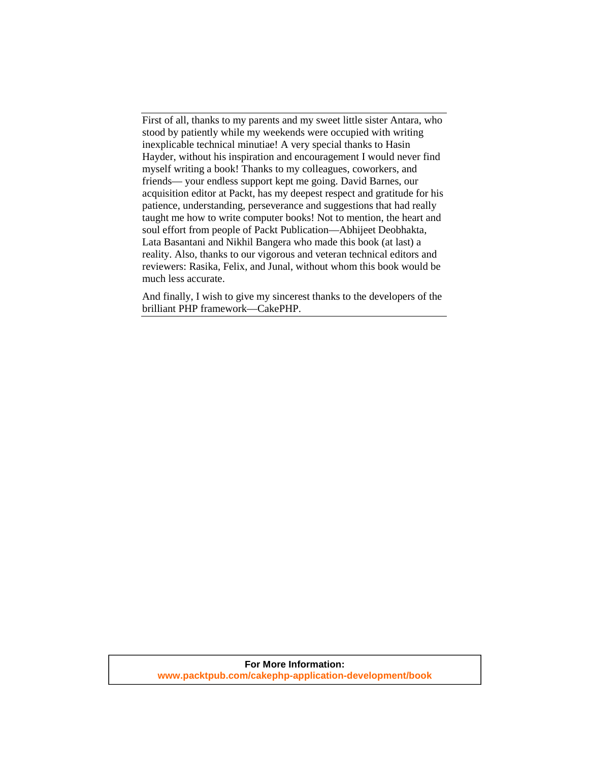First of all, thanks to my parents and my sweet little sister Antara, who stood by patiently while my weekends were occupied with writing inexplicable technical minutiae! A very special thanks to Hasin Hayder, without his inspiration and encouragement I would never find myself writing a book! Thanks to my colleagues, coworkers, and friends— your endless support kept me going. David Barnes, our acquisition editor at Packt, has my deepest respect and gratitude for his patience, understanding, perseverance and suggestions that had really taught me how to write computer books! Not to mention, the heart and soul effort from people of Packt Publication—Abhijeet Deobhakta, Lata Basantani and Nikhil Bangera who made this book (at last) a reality. Also, thanks to our vigorous and veteran technical editors and reviewers: Rasika, Felix, and Junal, without whom this book would be much less accurate.

And finally, I wish to give my sincerest thanks to the developers of the brilliant PHP framework—CakePHP.

**For More Information:**
**www.packtpub.com/cakephp-application-development/book**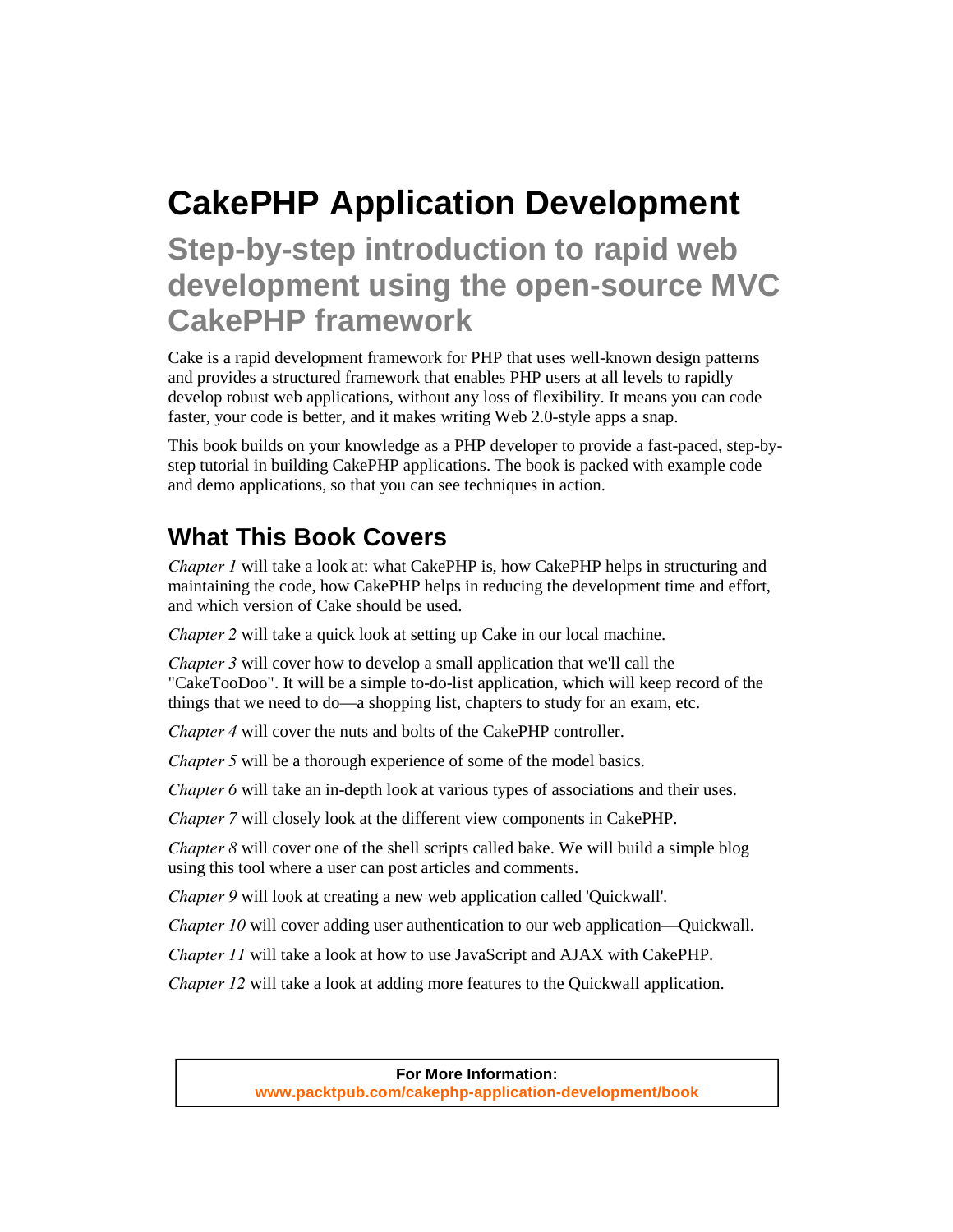# CakePHP Application Development

## Step-by-step introduction to rapid web development using the open-source MVC CakePHP framework

Cake is a rapid development framework for PHP that uses well-known design patterns and provides a structured framework that enables PHP users at all levels to rapidly develop robust web applications, without any loss of flexibility. It means you can code faster, your code is better, and it makes writing Web 2.0-style apps a snap.

This book builds on your knowledge as a PHP developer to provide a fast-paced, step-by-step tutorial in building CakePHP applications. The book is packed with example code and demo applications, so that you can see techniques in action.

## What This Book Covers

*Chapter 1* will take a look at: what CakePHP is, how CakePHP helps in structuring and maintaining the code, how CakePHP helps in reducing the development time and effort, and which version of Cake should be used.

*Chapter 2* will take a quick look at setting up Cake in our local machine.

*Chapter 3* will cover how to develop a small application that we'll call the "CakeTooDoo". It will be a simple to-do-list application, which will keep record of the things that we need to do—a shopping list, chapters to study for an exam, etc.

*Chapter 4* will cover the nuts and bolts of the CakePHP controller.

*Chapter 5* will be a thorough experience of some of the model basics.

*Chapter 6* will take an in-depth look at various types of associations and their uses.

*Chapter 7* will closely look at the different view components in CakePHP.

*Chapter 8* will cover one of the shell scripts called bake. We will build a simple blog using this tool where a user can post articles and comments.

*Chapter 9* will look at creating a new web application called 'Quickwall'.

*Chapter 10* will cover adding user authentication to our web application—Quickwall.

*Chapter 11* will take a look at how to use JavaScript and AJAX with CakePHP.

*Chapter 12* will take a look at adding more features to the Quickwall application.

**For More Information:**
**www.packtpub.com/cakephp-application-development/book**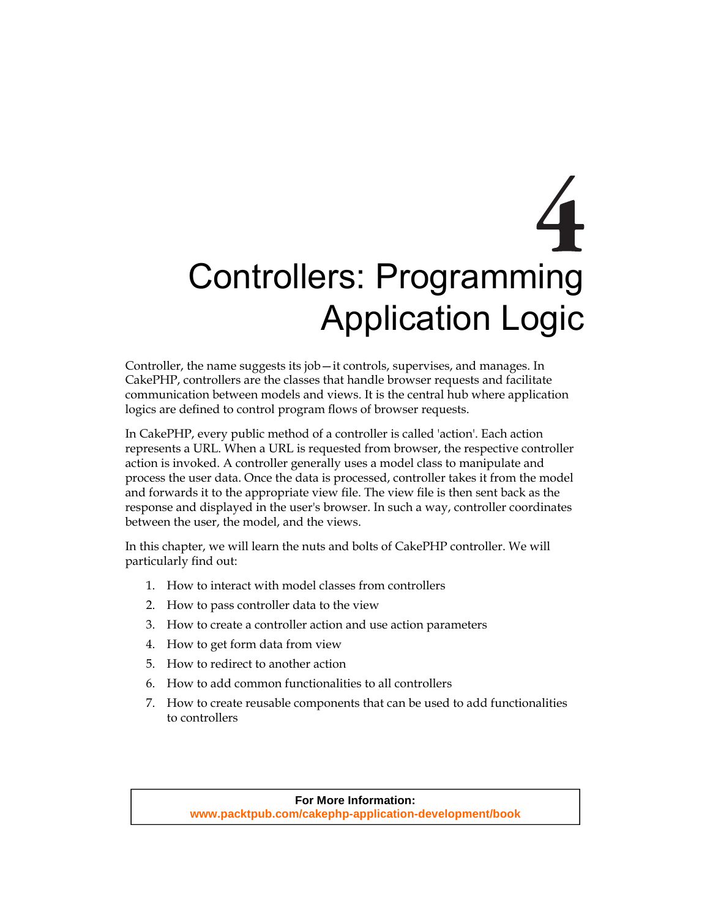# 4 Controllers: Programming Application Logic

Controller, the name suggests its job—it controls, supervises, and manages. In CakePHP, controllers are the classes that handle browser requests and facilitate communication between models and views. It is the central hub where application logics are defined to control program flows of browser requests.

In CakePHP, every public method of a controller is called 'action'. Each action represents a URL. When a URL is requested from browser, the respective controller action is invoked. A controller generally uses a model class to manipulate and process the user data. Once the data is processed, controller takes it from the model and forwards it to the appropriate view file. The view file is then sent back as the response and displayed in the user's browser. In such a way, controller coordinates between the user, the model, and the views.

In this chapter, we will learn the nuts and bolts of CakePHP controller. We will particularly find out:

1. How to interact with model classes from controllers
2. How to pass controller data to the view
3. How to create a controller action and use action parameters
4. How to get form data from view
5. How to redirect to another action
6. How to add common functionalities to all controllers
7. How to create reusable components that can be used to add functionalities to controllers

**For More Information:**
www.packtpub.com/cakephp-application-development/book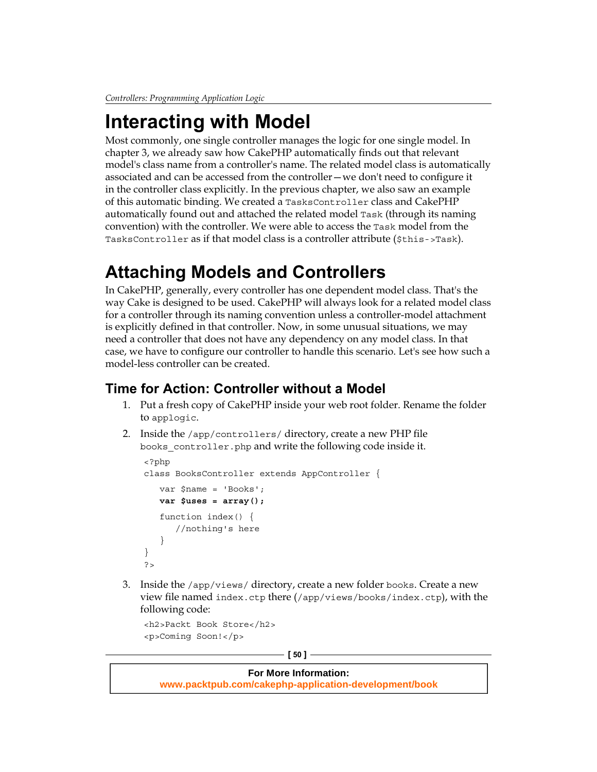# Interacting with Model

Most commonly, one single controller manages the logic for one single model. In chapter 3, we already saw how CakePHP automatically finds out that relevant model's class name from a controller's name. The related model class is automatically associated and can be accessed from the controller—we don't need to configure it in the controller class explicitly. In the previous chapter, we also saw an example of this automatic binding. We created a `TasksController` class and CakePHP automatically found out and attached the related model `Task` (through its naming convention) with the controller. We were able to access the `Task` model from the `TasksController` as if that model class is a controller attribute (`$this->Task`).

# Attaching Models and Controllers

In CakePHP, generally, every controller has one dependent model class. That's the way Cake is designed to be used. CakePHP will always look for a related model class for a controller through its naming convention unless a controller-model attachment is explicitly defined in that controller. Now, in some unusual situations, we may need a controller that does not have any dependency on any model class. In that case, we have to configure our controller to handle this scenario. Let's see how such a model-less controller can be created.

## Time for Action: Controller without a Model

1. Put a fresh copy of CakePHP inside your web root folder. Rename the folder to `applogic`.
2. Inside the `/app/controllers/` directory, create a new PHP file `books_controller.php` and write the following code inside it.

```
<?php
class BooksController extends AppController {
    var $name = 'Books';
    var $uses = array();
    function index() {
        //nothing's here
    }
}
?>
```

3. Inside the `/app/views/` directory, create a new folder `books`. Create a new view file named `index.ctp` there (`/app/views/books/index.ctp`), with the following code:

```
<h2>Packt Book Store</h2>
<p>Coming Soon!</p>
```

For More Information:
www.packtpub.com/cakephp-application-development/book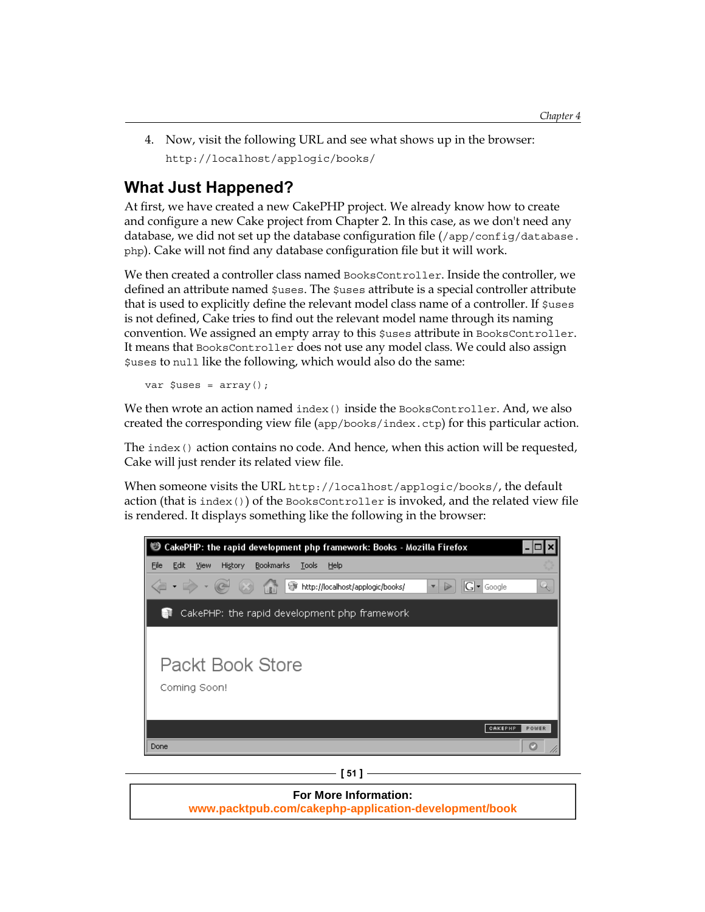4. Now, visit the following URL and see what shows up in the browser:

   `http://localhost/applogic/books/`

## What Just Happened?

At first, we have created a new CakePHP project. We already know how to create and configure a new Cake project from Chapter 2. In this case, as we don't need any database, we did not set up the database configuration file (`/app/config/database.php`). Cake will not find any database configuration file but it will work.

We then created a controller class named `BooksController`. Inside the controller, we defined an attribute named `$uses`. The `$uses` attribute is a special controller attribute that is used to explicitly define the relevant model class name of a controller. If `$uses` is not defined, Cake tries to find out the relevant model name through its naming convention. We assigned an empty array to this `$uses` attribute in `BooksController`. It means that `BooksController` does not use any model class. We could also assign `$uses` to `null` like the following, which would also do the same:

```
var $uses = array();
```

We then wrote an action named `index()` inside the `BooksController`. And, we also created the corresponding view file (`app/books/index.ctp`) for this particular action.

The `index()` action contains no code. And hence, when this action will be requested, Cake will just render its related view file.

When someone visits the URL `http://localhost/applogic/books/`, the default action (that is `index()`) of the `BooksController` is invoked, and the related view file is rendered. It displays something like the following in the browser:

**For More Information:**
www.packtpub.com/cakephp-application-development/book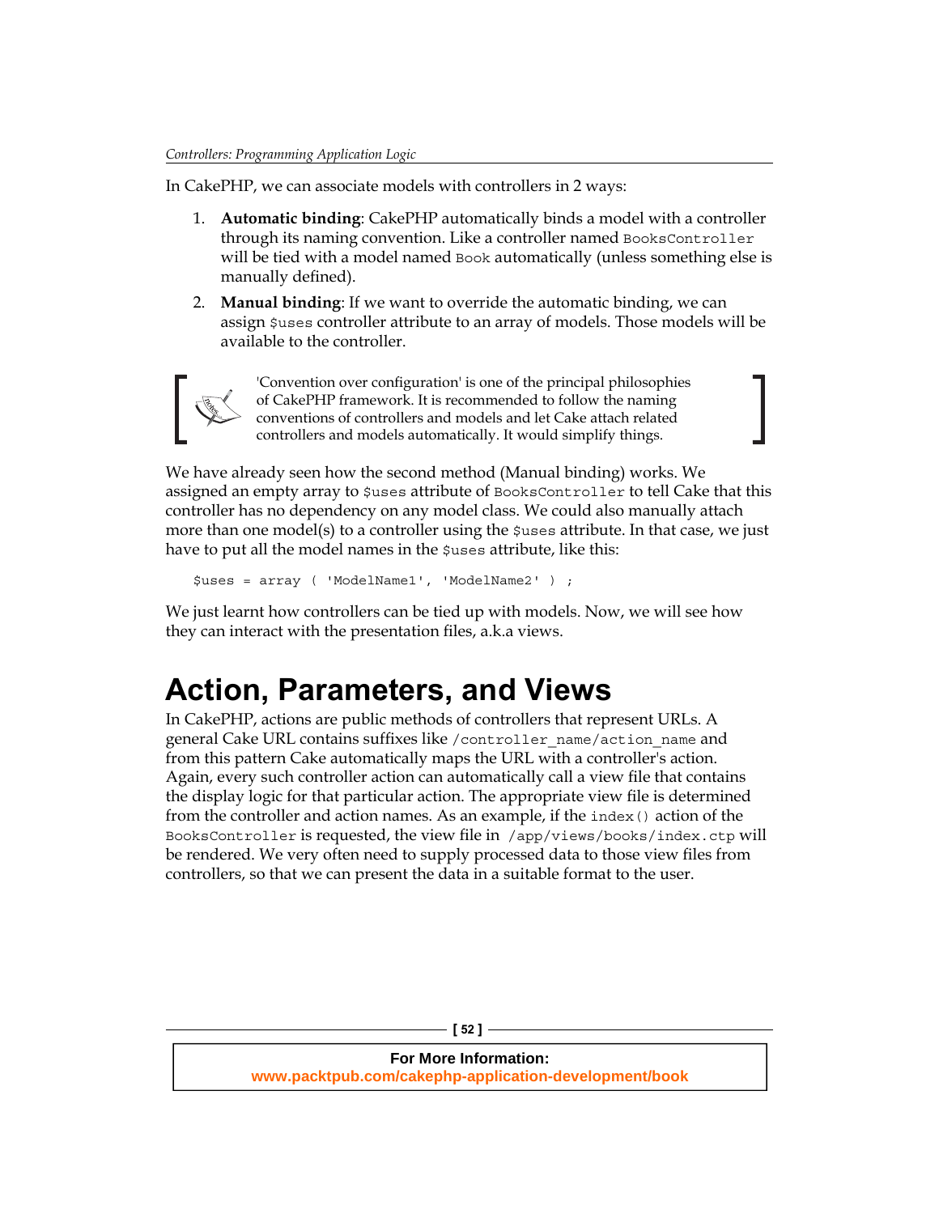In CakePHP, we can associate models with controllers in 2 ways:

1. **Automatic binding**: CakePHP automatically binds a model with a controller through its naming convention. Like a controller named `BooksController` will be tied with a model named `Book` automatically (unless something else is manually defined).
2. **Manual binding**: If we want to override the automatic binding, we can assign `$uses` controller attribute to an array of models. Those models will be available to the controller.

> 'Convention over configuration' is one of the principal philosophies of CakePHP framework. It is recommended to follow the naming conventions of controllers and models and let Cake attach related controllers and models automatically. It would simplify things.

We have already seen how the second method (Manual binding) works. We assigned an empty array to `$uses` attribute of `BooksController` to tell Cake that this controller has no dependency on any model class. We could also manually attach more than one model(s) to a controller using the `$uses` attribute. In that case, we just have to put all the model names in the `$uses` attribute, like this:

```
$uses = array ( 'ModelName1', 'ModelName2' ) ;
```

We just learnt how controllers can be tied up with models. Now, we will see how they can interact with the presentation files, a.k.a views.

# Action, Parameters, and Views

In CakePHP, actions are public methods of controllers that represent URLs. A general Cake URL contains suffixes like `/controller_name/action_name` and from this pattern Cake automatically maps the URL with a controller's action. Again, every such controller action can automatically call a view file that contains the display logic for that particular action. The appropriate view file is determined from the controller and action names. As an example, if the `index()` action of the `BooksController` is requested, the view file in `/app/views/books/index.ctp` will be rendered. We very often need to supply processed data to those view files from controllers, so that we can present the data in a suitable format to the user.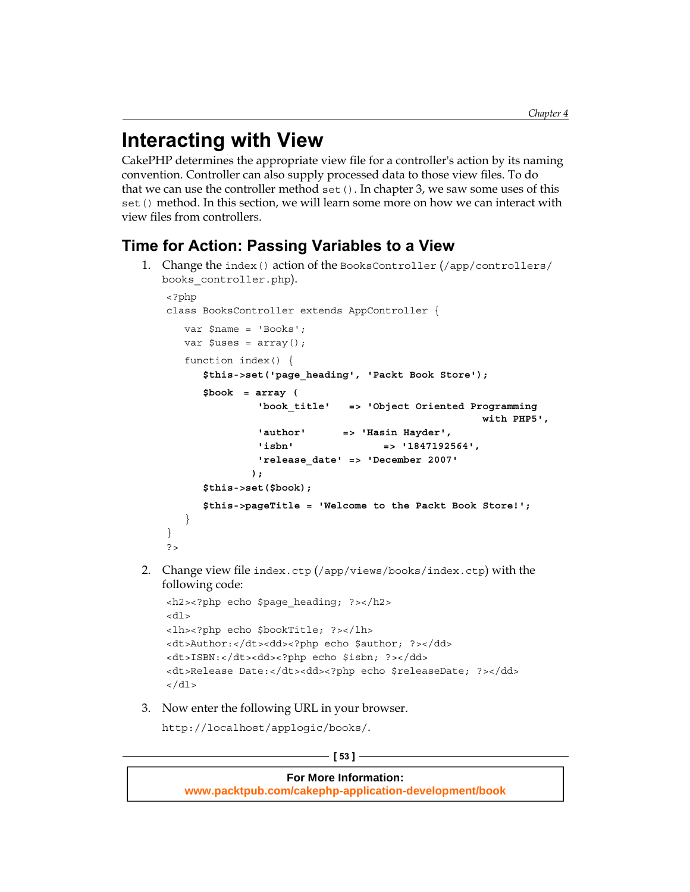# Interacting with View

CakePHP determines the appropriate view file for a controller's action by its naming convention. Controller can also supply processed data to those view files. To do that we can use the controller method `set()`. In chapter 3, we saw some uses of this `set()` method. In this section, we will learn some more on how we can interact with view files from controllers.

## Time for Action: Passing Variables to a View

1. Change the `index()` action of the `BooksController` (`/app/controllers/books_controller.php`).

```
<?php
class BooksController extends AppController {
   var $name = 'Books';
   var $uses = array();
   function index() {
      $this->set('page_heading', 'Packt Book Store');
      $book  = array (
               'book_title'   => 'Object Oriented Programming
                                          with PHP5',
               'author'      => 'Hasin Hayder',
               'isbn'               => '1847192564',
               'release_date' => 'December 2007'
              );
      $this->set($book);
      $this->pageTitle = 'Welcome to the Packt Book Store!';
   }
}
?>
```

2. Change view file `index.ctp` (`/app/views/books/index.ctp`) with the following code:

```
<h2><?php echo $page_heading; ?></h2>
<dl>
<lh><?php echo $bookTitle; ?></lh>
<dt>Author:</dt><dd><?php echo $author; ?></dd>
<dt>ISBN:</dt><dd><?php echo $isbn; ?></dd>
<dt>Release Date:</dt><dd><?php echo $releaseDate; ?></dd>
</dl>
```

3. Now enter the following URL in your browser.

   `http://localhost/applogic/books/`.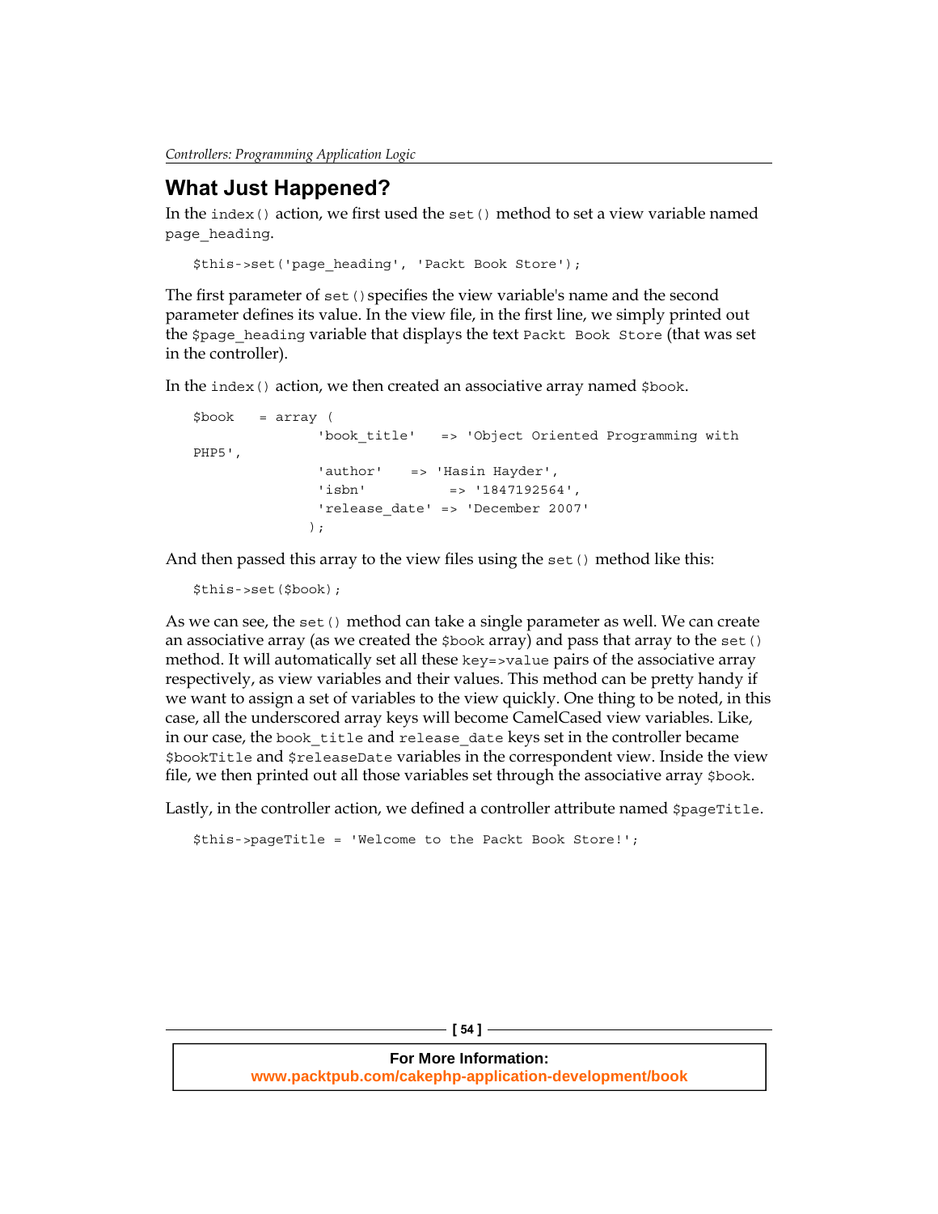## What Just Happened?

In the `index()` action, we first used the `set()` method to set a view variable named `page_heading`.

```
$this->set('page_heading', 'Packt Book Store');
```

The first parameter of `set()` specifies the view variable's name and the second parameter defines its value. In the view file, in the first line, we simply printed out the `$page_heading` variable that displays the text `Packt Book Store` (that was set in the controller).

In the `index()` action, we then created an associative array named `$book`.

```
$book   = array (
                'book_title'   => 'Object Oriented Programming with 
PHP5',
                'author'    => 'Hasin Hayder',
                'isbn'           => '1847192564',
                'release_date' => 'December 2007'
               );
```

And then passed this array to the view files using the `set()` method like this:

```
$this->set($book);
```

As we can see, the `set()` method can take a single parameter as well. We can create an associative array (as we created the `$book` array) and pass that array to the `set()` method. It will automatically set all these `key=>value` pairs of the associative array respectively, as view variables and their values. This method can be pretty handy if we want to assign a set of variables to the view quickly. One thing to be noted, in this case, all the underscored array keys will become CamelCased view variables. Like, in our case, the `book_title` and `release_date` keys set in the controller became `$bookTitle` and `$releaseDate` variables in the correspondent view. Inside the view file, we then printed out all those variables set through the associative array `$book`.

Lastly, in the controller action, we defined a controller attribute named `$pageTitle`.

```
$this->pageTitle = 'Welcome to the Packt Book Store!';
```

**For More Information:**
**www.packtpub.com/cakephp-application-development/book**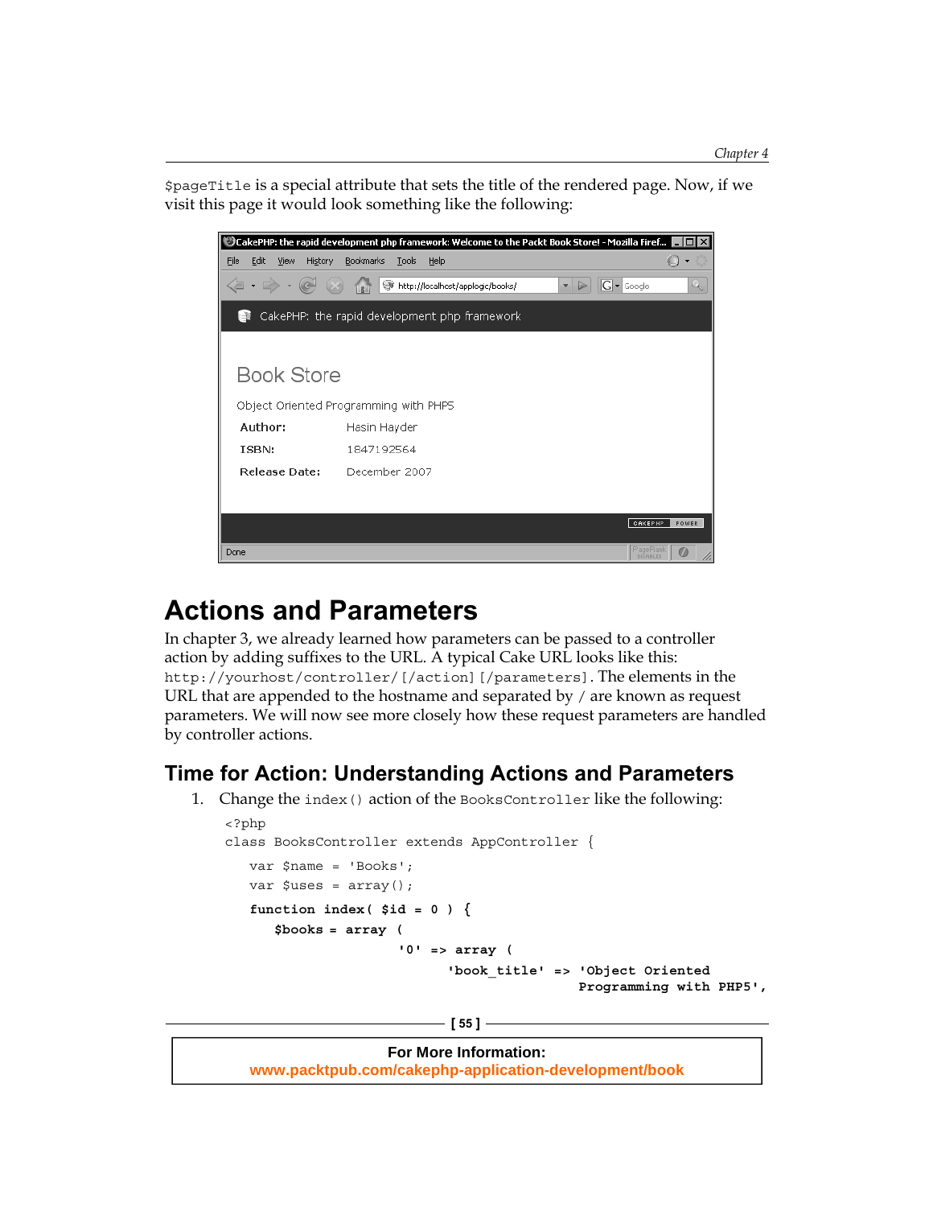$pageTitle is a special attribute that sets the title of the rendered page. Now, if we visit this page it would look something like the following:

## Actions and Parameters

In chapter 3, we already learned how parameters can be passed to a controller action by adding suffixes to the URL. A typical Cake URL looks like this: http://yourhost/controller/[/action][/parameters]. The elements in the URL that are appended to the hostname and separated by / are known as request parameters. We will now see more closely how these request parameters are handled by controller actions.

### Time for Action: Understanding Actions and Parameters

1. Change the index() action of the BooksController like the following:

```
<?php
class BooksController extends AppController {
   var $name = 'Books';
   var $uses = array();
   function index( $id = 0 ) {
      $books = array (
                    '0' => array (
                            'book_title' => 'Object Oriented
                                             Programming with PHP5',
```

**For More Information:**
www.packtpub.com/cakephp-application-development/book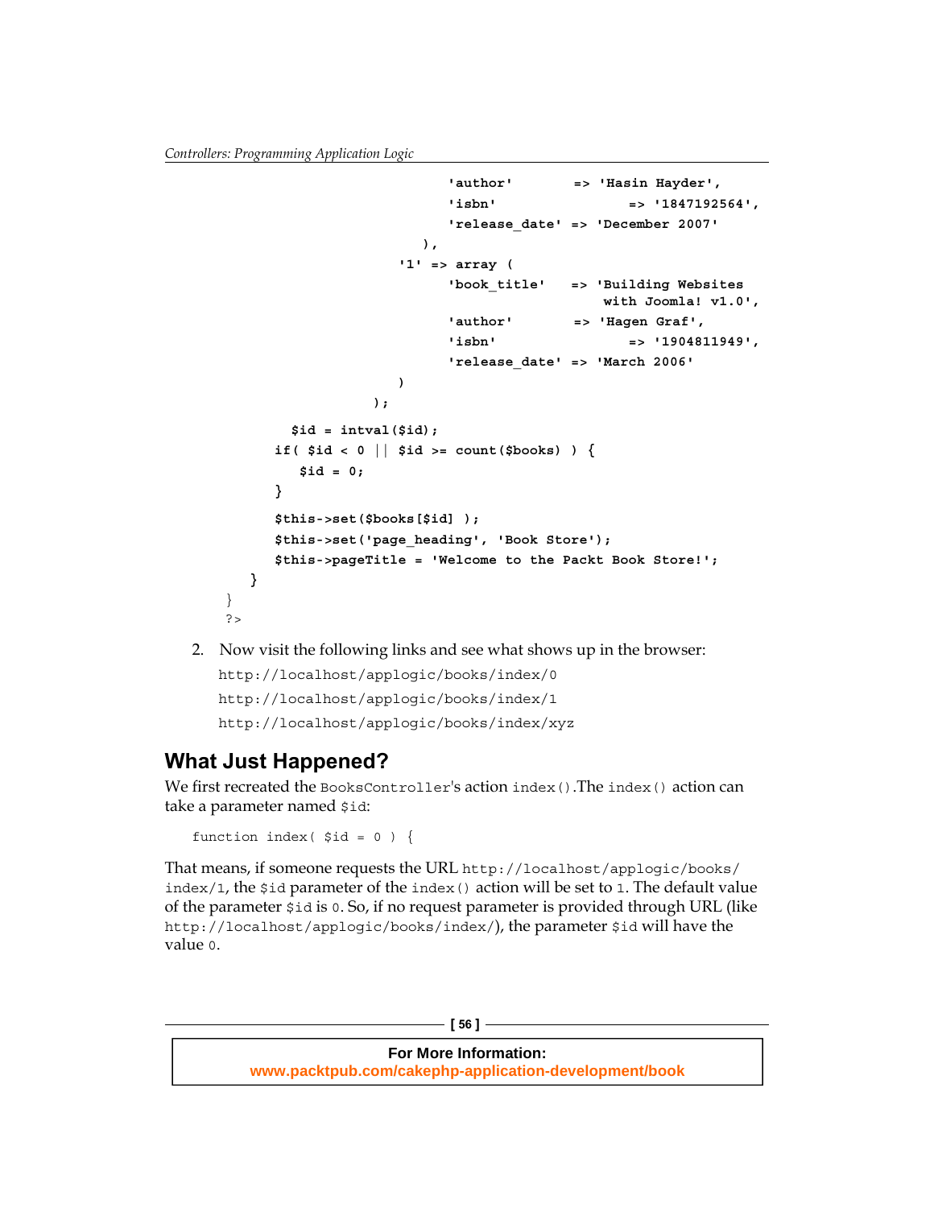```
                        'author'       => 'Hasin Hayder',
                        'isbn'              => '1847192564',
                        'release_date' => 'December 2007'
                    ),
                '1' => array (
                        'book_title'   => 'Building Websites
                                          with Joomla! v1.0',
                        'author'       => 'Hagen Graf',
                        'isbn'              => '1904811949',
                        'release_date' => 'March 2006'
                    )
            );
        $id = intval($id);
        if( $id < 0 || $id >= count($books) ) {
            $id = 0;
        }
        $this->set($books[$id] );
        $this->set('page_heading', 'Book Store');
        $this->pageTitle = 'Welcome to the Packt Book Store!';
    }
}
?>
```

2. Now visit the following links and see what shows up in the browser:

   http://localhost/applogic/books/index/0

   http://localhost/applogic/books/index/1

   http://localhost/applogic/books/index/xyz

## What Just Happened?

We first recreated the `BooksController`'s action `index()`.The `index()` action can take a parameter named `$id`:

```
function index( $id = 0 ) {
```

That means, if someone requests the URL `http://localhost/applogic/books/index/1`, the `$id` parameter of the `index()` action will be set to `1`. The default value of the parameter `$id` is `0`. So, if no request parameter is provided through URL (like `http://localhost/applogic/books/index/`), the parameter `$id` will have the value `0`.

For More Information:
www.packtpub.com/cakephp-application-development/book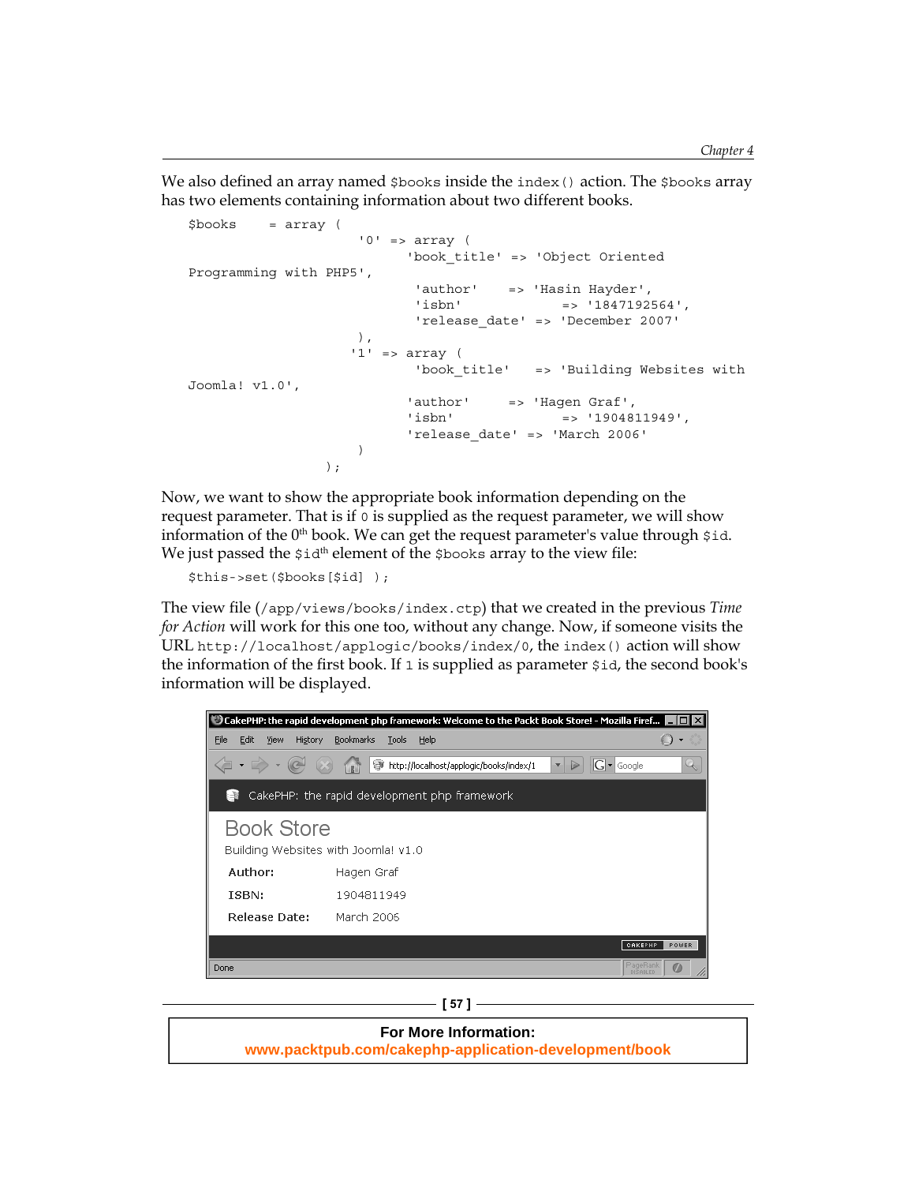We also defined an array named `$books` inside the `index()` action. The `$books` array has two elements containing information about two different books.

```
$books     = array (
                    '0' => array (
                          'book_title' => 'Object Oriented
Programming with PHP5',
                           'author'    => 'Hasin Hayder',
                           'isbn'            => '1847192564',
                           'release_date' => 'December 2007'
                    ),
                   '1' => array (
                           'book_title'   => 'Building Websites with
Joomla! v1.0',
                          'author'     => 'Hagen Graf',
                          'isbn'            => '1904811949',
                          'release_date' => 'March 2006'
                    )
               );
```

Now, we want to show the appropriate book information depending on the request parameter. That is if `0` is supplied as the request parameter, we will show information of the 0th book. We can get the request parameter's value through `$id`. We just passed the `$id`th element of the `$books` array to the view file:

```
$this->set($books[$id] );
```

The view file (`/app/views/books/index.ctp`) that we created in the previous *Time for Action* will work for this one too, without any change. Now, if someone visits the URL `http://localhost/applogic/books/index/0`, the `index()` action will show the information of the first book. If `1` is supplied as parameter `$id`, the second book's information will be displayed.

CakePHP: the rapid development php framework: Welcome to the Packt Book Store! - Mozilla Firef...

File Edit View History Bookmarks Tools Help

http://localhost/applogic/books/index/1

CakePHP: the rapid development php framework

Book Store

Building Websites with Joomla! v1.0

| | |
|---|---|
| Author: | Hagen Graf |
| ISBN: | 1904811949 |
| Release Date: | March 2006 |

Done

**For More Information:**
**www.packtpub.com/cakephp-application-development/book**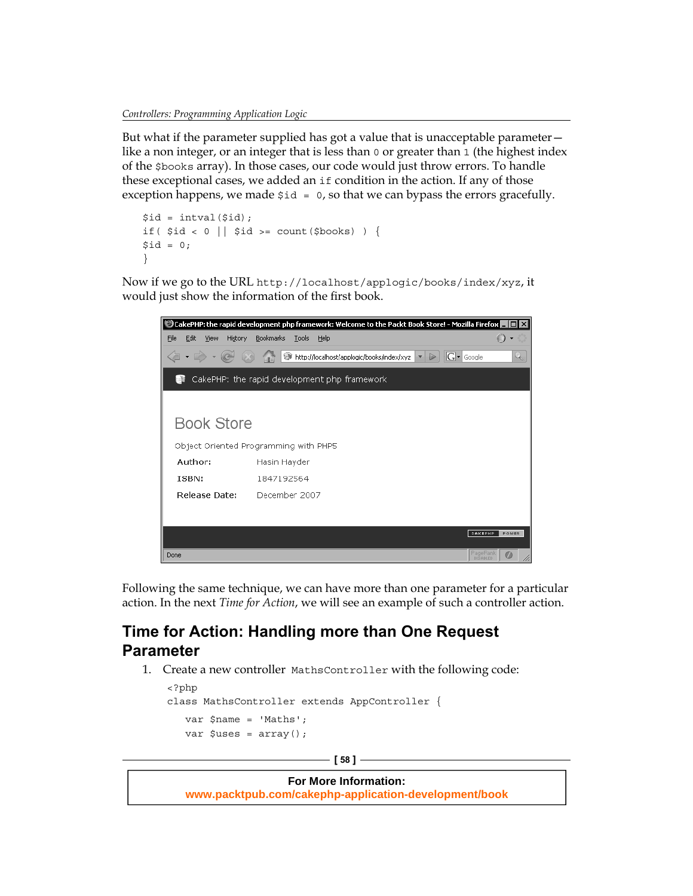But what if the parameter supplied has got a value that is unacceptable parameter—like a non integer, or an integer that is less than `0` or greater than `1` (the highest index of the `$books` array). In those cases, our code would just throw errors. To handle these exceptional cases, we added an `if` condition in the action. If any of those exception happens, we made `$id = 0`, so that we can bypass the errors gracefully.

```
$id = intval($id);
if( $id < 0 || $id >= count($books) ) {
$id = 0;
}
```

Now if we go to the URL `http://localhost/applogic/books/index/xyz`, it would just show the information of the first book.

Following the same technique, we can have more than one parameter for a particular action. In the next *Time for Action*, we will see an example of such a controller action.

## Time for Action: Handling more than One Request Parameter

1. Create a new controller `MathsController` with the following code:

```
<?php
class MathsController extends AppController {

    var $name = 'Maths';
    var $uses = array();
```

**For More Information:**
**www.packtpub.com/cakephp-application-development/book**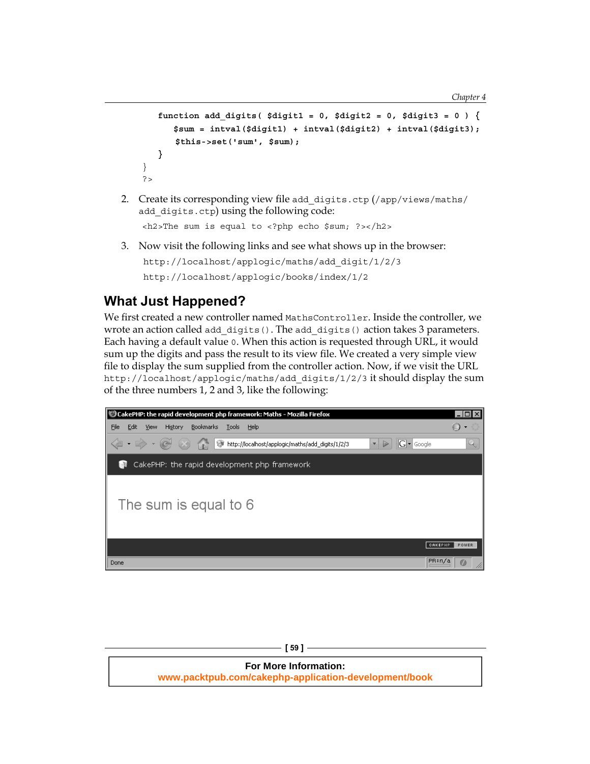```
    function add_digits( $digit1 = 0, $digit2 = 0, $digit3 = 0 ) {
        $sum = intval($digit1) + intval($digit2) + intval($digit3);
        $this->set('sum', $sum);
    }
}
?>
```

2. Create its corresponding view file `add_digits.ctp` (`/app/views/maths/add_digits.ctp`) using the following code:

   ```
   <h2>The sum is equal to <?php echo $sum; ?></h2>
   ```

3. Now visit the following links and see what shows up in the browser:

   `http://localhost/applogic/maths/add_digit/1/2/3`

   `http://localhost/applogic/books/index/1/2`

## What Just Happened?

We first created a new controller named `MathsController`. Inside the controller, we wrote an action called `add_digits()`. The `add_digits()` action takes 3 parameters. Each having a default value `0`. When this action is requested through URL, it would sum up the digits and pass the result to its view file. We created a very simple view file to display the sum supplied from the controller action. Now, if we visit the URL `http://localhost/applogic/maths/add_digits/1/2/3` it should display the sum of the three numbers 1, 2 and 3, like the following:

CakePHP: the rapid development php framework: Maths - Mozilla Firefox

http://localhost/applogic/maths/add_digits/1/2/3

CakePHP: the rapid development php framework

The sum is equal to 6

For More Information:
www.packtpub.com/cakephp-application-development/book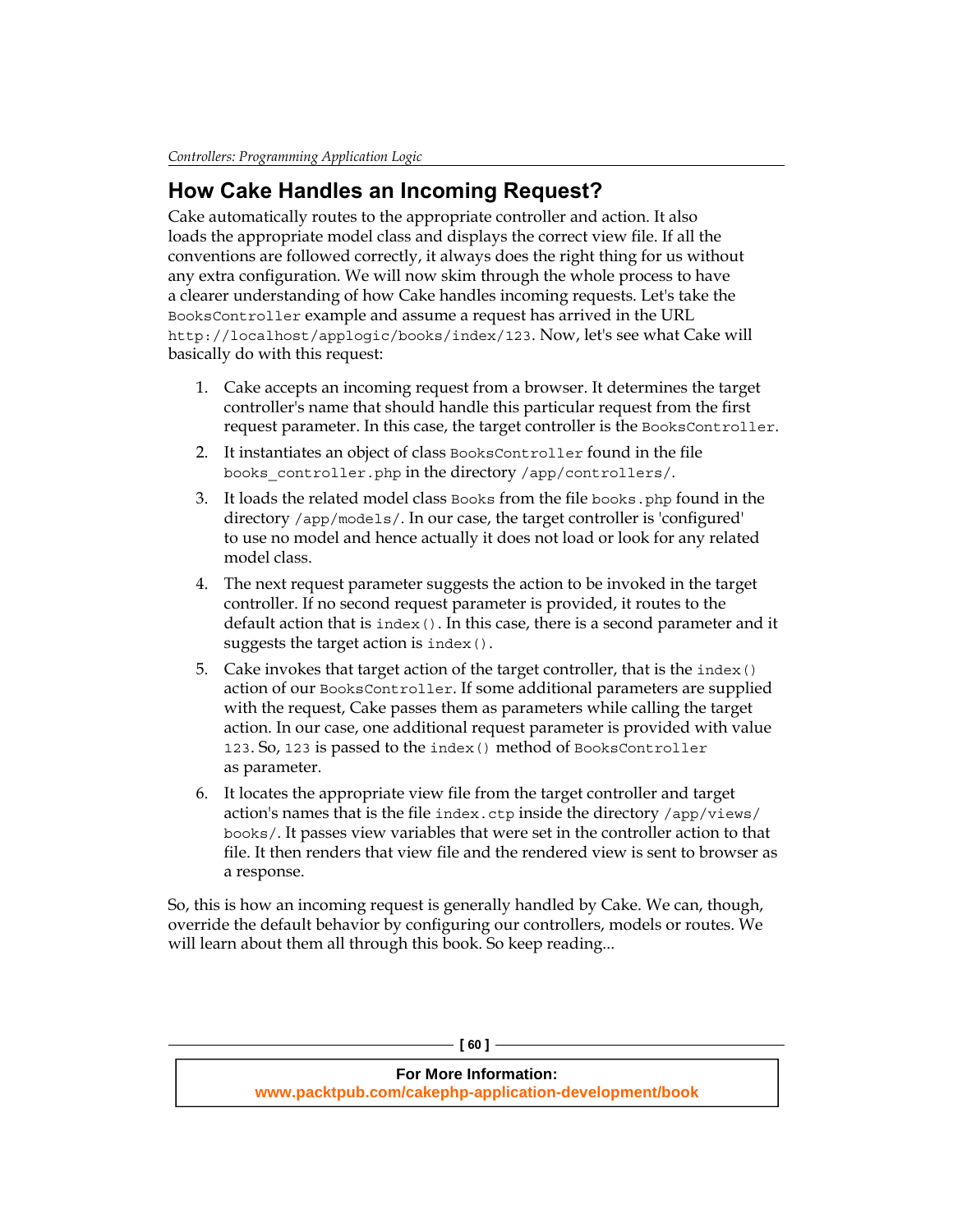## How Cake Handles an Incoming Request?

Cake automatically routes to the appropriate controller and action. It also loads the appropriate model class and displays the correct view file. If all the conventions are followed correctly, it always does the right thing for us without any extra configuration. We will now skim through the whole process to have a clearer understanding of how Cake handles incoming requests. Let's take the `BooksController` example and assume a request has arrived in the URL `http://localhost/applogic/books/index/123`. Now, let's see what Cake will basically do with this request:

1. Cake accepts an incoming request from a browser. It determines the target controller's name that should handle this particular request from the first request parameter. In this case, the target controller is the `BooksController`.
2. It instantiates an object of class `BooksController` found in the file `books_controller.php` in the directory `/app/controllers/`.
3. It loads the related model class `Books` from the file `books.php` found in the directory `/app/models/`. In our case, the target controller is 'configured' to use no model and hence actually it does not load or look for any related model class.
4. The next request parameter suggests the action to be invoked in the target controller. If no second request parameter is provided, it routes to the default action that is `index()`. In this case, there is a second parameter and it suggests the target action is `index()`.
5. Cake invokes that target action of the target controller, that is the `index()` action of our `BooksController`. If some additional parameters are supplied with the request, Cake passes them as parameters while calling the target action. In our case, one additional request parameter is provided with value `123`. So, `123` is passed to the `index()` method of `BooksController` as parameter.
6. It locates the appropriate view file from the target controller and target action's names that is the file `index.ctp` inside the directory `/app/views/books/`. It passes view variables that were set in the controller action to that file. It then renders that view file and the rendered view is sent to browser as a response.

So, this is how an incoming request is generally handled by Cake. We can, though, override the default behavior by configuring our controllers, models or routes. We will learn about them all through this book. So keep reading...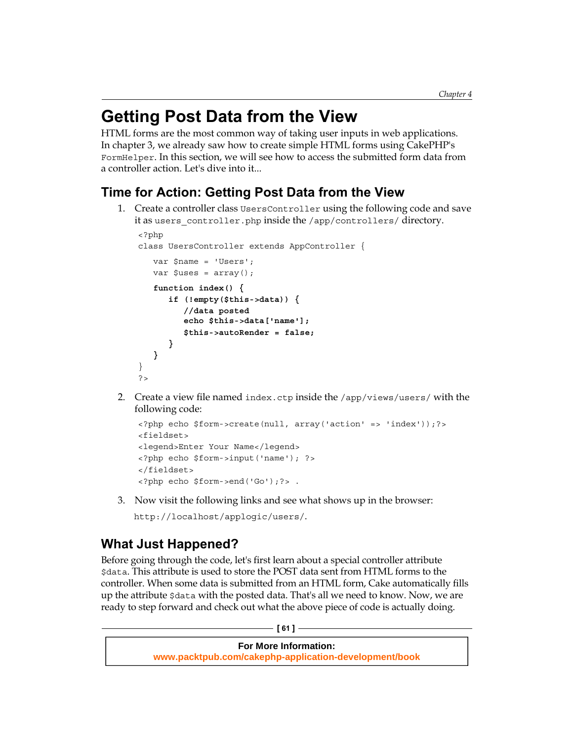# Getting Post Data from the View

HTML forms are the most common way of taking user inputs in web applications. In chapter 3, we already saw how to create simple HTML forms using CakePHP's `FormHelper`. In this section, we will see how to access the submitted form data from a controller action. Let's dive into it...

## Time for Action: Getting Post Data from the View

1. Create a controller class `UsersController` using the following code and save it as `users_controller.php` inside the `/app/controllers/` directory.

```
<?php
class UsersController extends AppController {
    var $name = 'Users';
    var $uses = array();
    function index() {
        if (!empty($this->data)) {
            //data posted
            echo $this->data['name'];
            $this->autoRender = false;
        }
    }
}
?>
```

2. Create a view file named `index.ctp` inside the `/app/views/users/` with the following code:

```
<?php echo $form->create(null, array('action' => 'index'));?>
<fieldset>
<legend>Enter Your Name</legend>
<?php echo $form->input('name'); ?>
</fieldset>
<?php echo $form->end('Go');?> .
```

3. Now visit the following links and see what shows up in the browser:

   `http://localhost/applogic/users/`.

## What Just Happened?

Before going through the code, let's first learn about a special controller attribute `$data`. This attribute is used to store the POST data sent from HTML forms to the controller. When some data is submitted from an HTML form, Cake automatically fills up the attribute `$data` with the posted data. That's all we need to know. Now, we are ready to step forward and check out what the above piece of code is actually doing.

**For More Information:**
**www.packtpub.com/cakephp-application-development/book**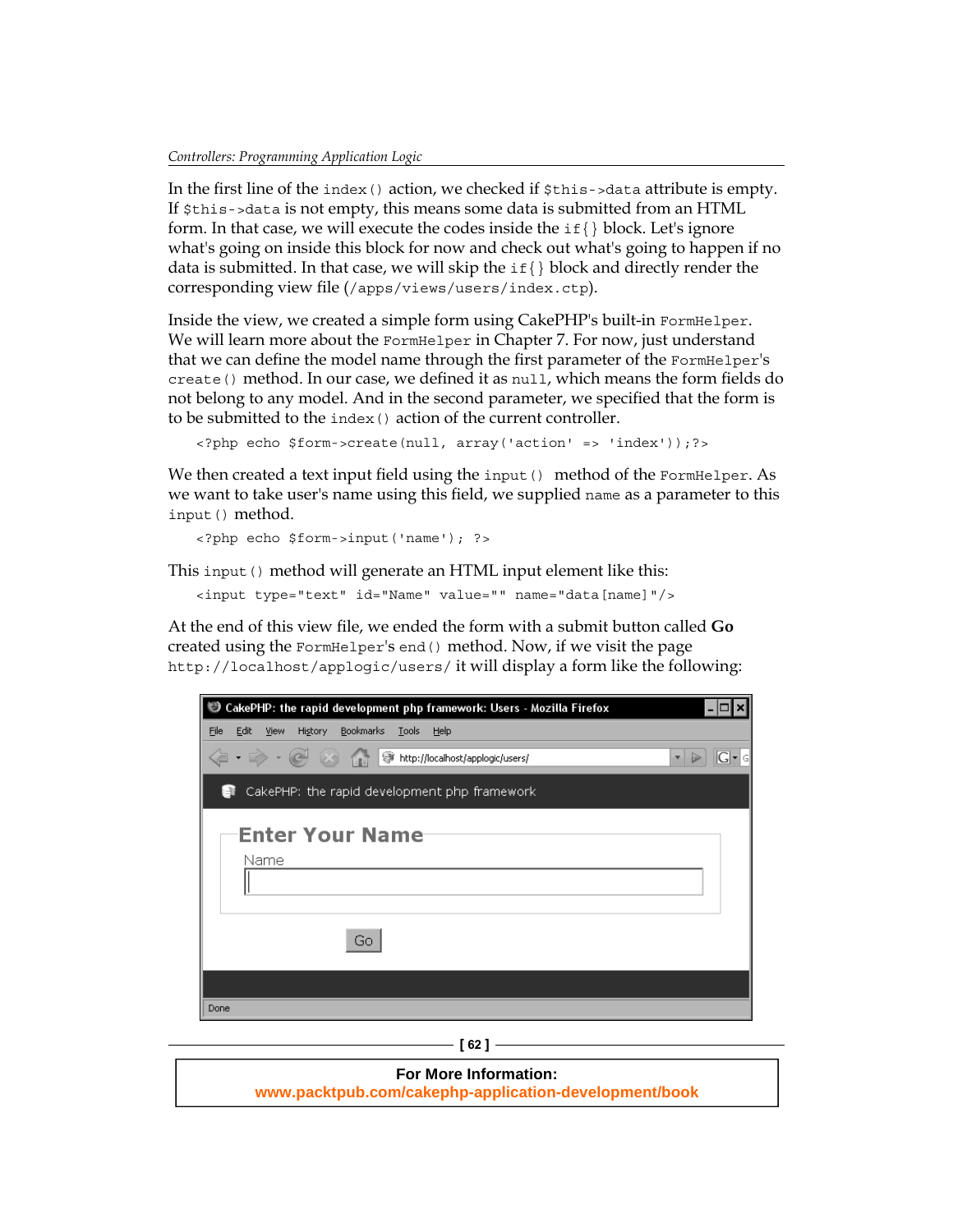In the first line of the `index()` action, we checked if `$this->data` attribute is empty. If `$this->data` is not empty, this means some data is submitted from an HTML form. In that case, we will execute the codes inside the `if{}` block. Let's ignore what's going on inside this block for now and check out what's going to happen if no data is submitted. In that case, we will skip the `if{}` block and directly render the corresponding view file (`/apps/views/users/index.ctp`).

Inside the view, we created a simple form using CakePHP's built-in `FormHelper`. We will learn more about the `FormHelper` in Chapter 7. For now, just understand that we can define the model name through the first parameter of the `FormHelper`'s `create()` method. In our case, we defined it as `null`, which means the form fields do not belong to any model. And in the second parameter, we specified that the form is to be submitted to the `index()` action of the current controller.

```
<?php echo $form->create(null, array('action' => 'index'));?>
```

We then created a text input field using the `input()` method of the `FormHelper`. As we want to take user's name using this field, we supplied `name` as a parameter to this `input()` method.

```
<?php echo $form->input('name'); ?>
```

This `input()` method will generate an HTML input element like this:

```
<input type="text" id="Name" value="" name="data[name]"/>
```

At the end of this view file, we ended the form with a submit button called **Go** created using the `FormHelper`'s `end()` method. Now, if we visit the page `http://localhost/applogic/users/` it will display a form like the following:

For More Information:
www.packtpub.com/cakephp-application-development/book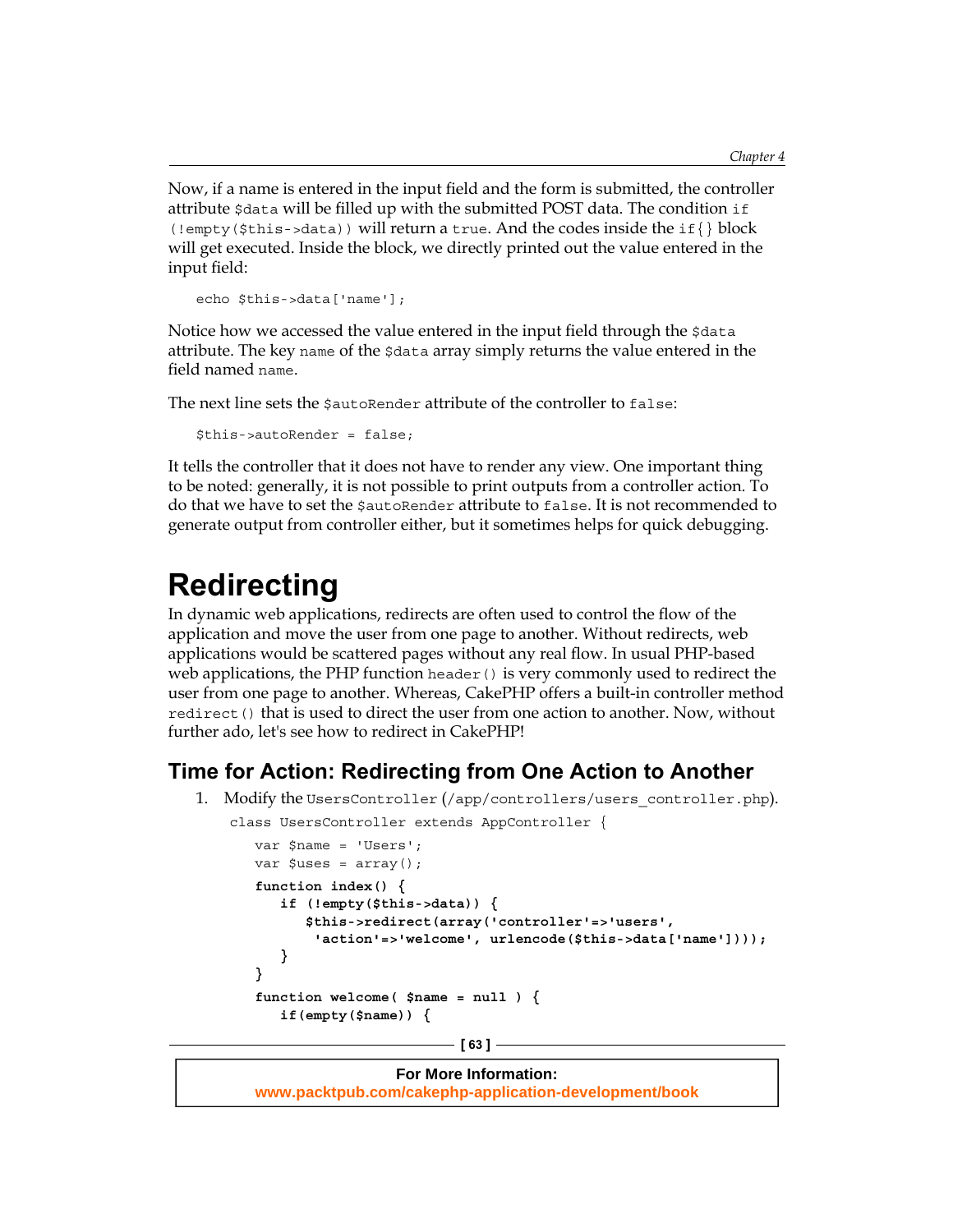Now, if a name is entered in the input field and the form is submitted, the controller attribute `$data` will be filled up with the submitted POST data. The condition `if (!empty($this->data))` will return a `true`. And the codes inside the `if{}` block will get executed. Inside the block, we directly printed out the value entered in the input field:

```
echo $this->data['name'];
```

Notice how we accessed the value entered in the input field through the `$data` attribute. The key `name` of the `$data` array simply returns the value entered in the field named `name`.

The next line sets the `$autoRender` attribute of the controller to `false`:

```
$this->autoRender = false;
```

It tells the controller that it does not have to render any view. One important thing to be noted: generally, it is not possible to print outputs from a controller action. To do that we have to set the `$autoRender` attribute to `false`. It is not recommended to generate output from controller either, but it sometimes helps for quick debugging.

# Redirecting

In dynamic web applications, redirects are often used to control the flow of the application and move the user from one page to another. Without redirects, web applications would be scattered pages without any real flow. In usual PHP-based web applications, the PHP function `header()` is very commonly used to redirect the user from one page to another. Whereas, CakePHP offers a built-in controller method `redirect()` that is used to direct the user from one action to another. Now, without further ado, let's see how to redirect in CakePHP!

## Time for Action: Redirecting from One Action to Another

1. Modify the `UsersController` (`/app/controllers/users_controller.php`).

```
class UsersController extends AppController {
   var $name = 'Users';
   var $uses = array();
   function index() {
      if (!empty($this->data)) {
         $this->redirect(array('controller'=>'users',
          'action'=>'welcome', urlencode($this->data['name'])));
      }
   }
   function welcome( $name = null ) {
      if(empty($name)) {
```

For More Information:
www.packtpub.com/cakephp-application-development/book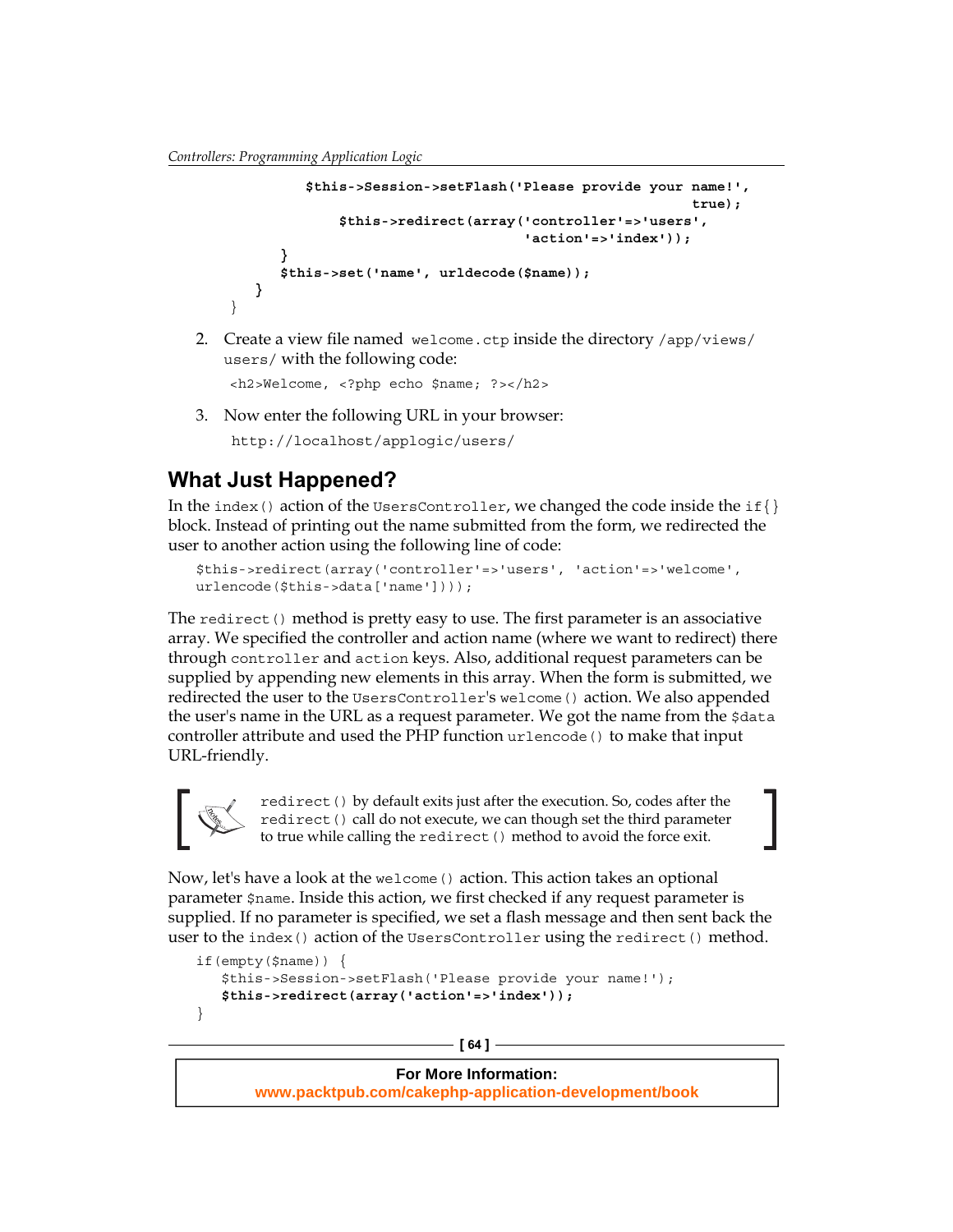```
            $this->Session->setFlash('Please provide your name!',
                                                          true);
                $this->redirect(array('controller'=>'users',
                                      'action'=>'index'));
        }
        $this->set('name', urldecode($name));
    }
}
```

2. Create a view file named `welcome.ctp` inside the directory `/app/views/users/` with the following code:

```
<h2>Welcome, <?php echo $name; ?></h2>
```

3. Now enter the following URL in your browser:

```
http://localhost/applogic/users/
```

## What Just Happened?

In the `index()` action of the `UsersController`, we changed the code inside the `if{}` block. Instead of printing out the name submitted from the form, we redirected the user to another action using the following line of code:

```
$this->redirect(array('controller'=>'users', 'action'=>'welcome',
urlencode($this->data['name'])));
```

The `redirect()` method is pretty easy to use. The first parameter is an associative array. We specified the controller and action name (where we want to redirect) there through `controller` and `action` keys. Also, additional request parameters can be supplied by appending new elements in this array. When the form is submitted, we redirected the user to the `UsersController`'s `welcome()` action. We also appended the user's name in the URL as a request parameter. We got the name from the `$data` controller attribute and used the PHP function `urlencode()` to make that input URL-friendly.

> `redirect()` by default exits just after the execution. So, codes after the `redirect()` call do not execute, we can though set the third parameter to true while calling the `redirect()` method to avoid the force exit.

Now, let's have a look at the `welcome()` action. This action takes an optional parameter `$name`. Inside this action, we first checked if any request parameter is supplied. If no parameter is specified, we set a flash message and then sent back the user to the `index()` action of the `UsersController` using the `redirect()` method.

```
if(empty($name)) {
    $this->Session->setFlash('Please provide your name!');
    $this->redirect(array('action'=>'index'));
}
```

**For More Information:**
www.packtpub.com/cakephp-application-development/book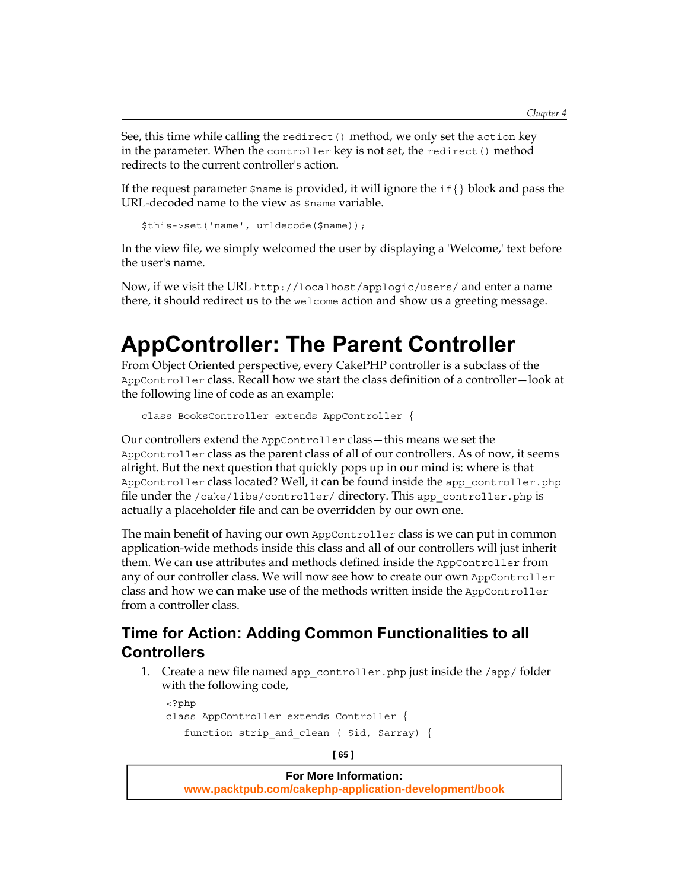See, this time while calling the `redirect()` method, we only set the `action` key in the parameter. When the `controller` key is not set, the `redirect()` method redirects to the current controller's action.

If the request parameter `$name` is provided, it will ignore the `if{}` block and pass the URL-decoded name to the view as `$name` variable.

```
$this->set('name', urldecode($name));
```

In the view file, we simply welcomed the user by displaying a 'Welcome,' text before the user's name.

Now, if we visit the URL `http://localhost/applogic/users/` and enter a name there, it should redirect us to the `welcome` action and show us a greeting message.

# AppController: The Parent Controller

From Object Oriented perspective, every CakePHP controller is a subclass of the `AppController` class. Recall how we start the class definition of a controller—look at the following line of code as an example:

```
class BooksController extends AppController {
```

Our controllers extend the `AppController` class—this means we set the `AppController` class as the parent class of all of our controllers. As of now, it seems alright. But the next question that quickly pops up in our mind is: where is that `AppController` class located? Well, it can be found inside the `app_controller.php` file under the `/cake/libs/controller/` directory. This `app_controller.php` is actually a placeholder file and can be overridden by our own one.

The main benefit of having our own `AppController` class is we can put in common application-wide methods inside this class and all of our controllers will just inherit them. We can use attributes and methods defined inside the `AppController` from any of our controller class. We will now see how to create our own `AppController` class and how we can make use of the methods written inside the `AppController` from a controller class.

## Time for Action: Adding Common Functionalities to all Controllers

1. Create a new file named `app_controller.php` just inside the `/app/` folder with the following code,

```
<?php
class AppController extends Controller {
   function strip_and_clean ( $id, $array) {
```

**For More Information:**
www.packtpub.com/cakephp-application-development/book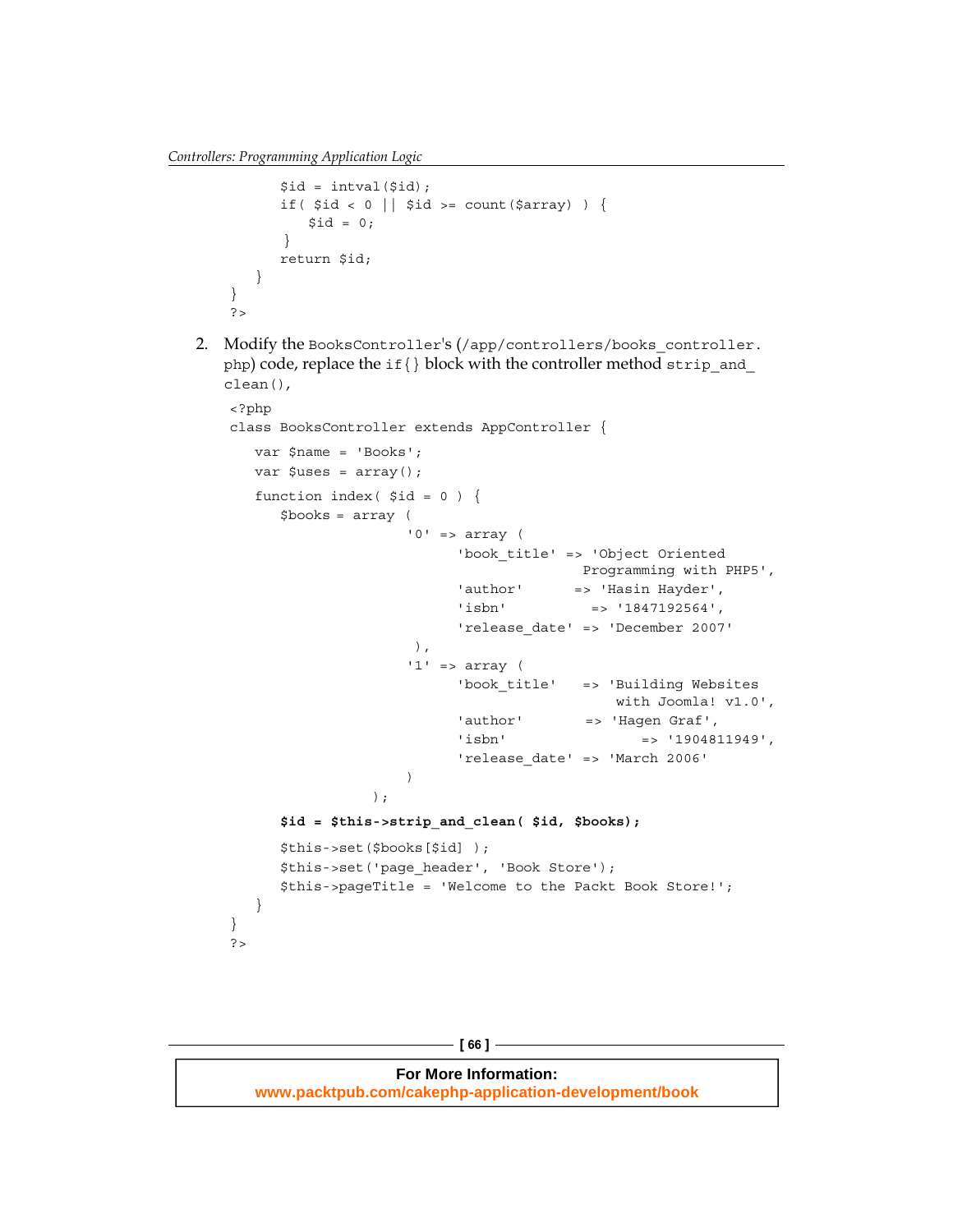```
        $id = intval($id);
        if( $id < 0 || $id >= count($array) ) {
            $id = 0;
        }
        return $id;
    }
}
?>
```

2. Modify the `BooksController`'s (`/app/controllers/books_controller.php`) code, replace the `if{}` block with the controller method `strip_and_clean()`,

```
<?php
class BooksController extends AppController {
    var $name = 'Books';
    var $uses = array();
    function index( $id = 0 ) {
        $books = array (
                    '0' => array (
                        'book_title' => 'Object Oriented
                                        Programming with PHP5',
                        'author'      => 'Hasin Hayder',
                        'isbn'         => '1847192564',
                        'release_date' => 'December 2007'
                    ),
                    '1' => array (
                        'book_title'   => 'Building Websites
                                          with Joomla! v1.0',
                        'author'       => 'Hagen Graf',
                        'isbn'                => '1904811949',
                        'release_date' => 'March 2006'
                    )
                );
        $id = $this->strip_and_clean( $id, $books);
        $this->set($books[$id] );
        $this->set('page_header', 'Book Store');
        $this->pageTitle = 'Welcome to the Packt Book Store!';
    }
}
?>
```

**For More Information:**
www.packtpub.com/cakephp-application-development/book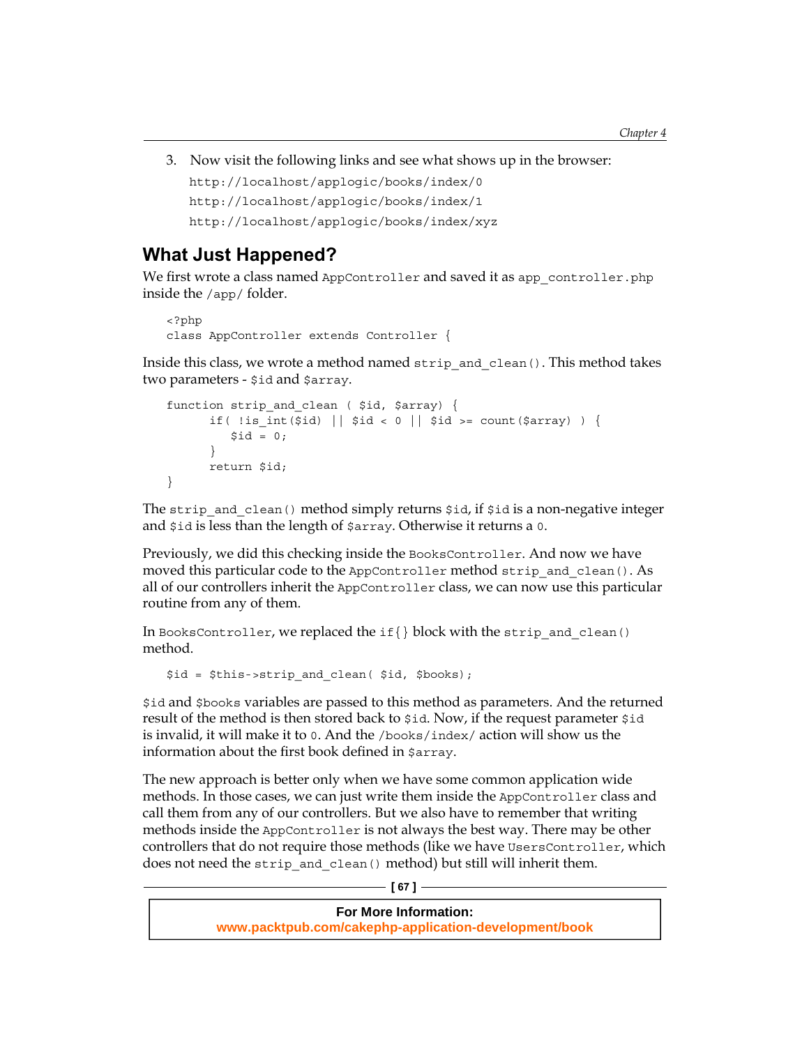3. Now visit the following links and see what shows up in the browser:

   http://localhost/applogic/books/index/0

   http://localhost/applogic/books/index/1

   http://localhost/applogic/books/index/xyz

## What Just Happened?

We first wrote a class named `AppController` and saved it as `app_controller.php` inside the `/app/` folder.

```
<?php
class AppController extends Controller {
```

Inside this class, we wrote a method named `strip_and_clean()`. This method takes two parameters - `$id` and `$array`.

```
function strip_and_clean ( $id, $array) {
      if( !is_int($id) || $id < 0 || $id >= count($array) ) {
         $id = 0;
      }
      return $id;
}
```

The `strip_and_clean()` method simply returns `$id`, if `$id` is a non-negative integer and `$id` is less than the length of `$array`. Otherwise it returns a `0`.

Previously, we did this checking inside the `BooksController`. And now we have moved this particular code to the `AppController` method `strip_and_clean()`. As all of our controllers inherit the `AppController` class, we can now use this particular routine from any of them.

In `BooksController`, we replaced the `if{}` block with the `strip_and_clean()` method.

```
$id = $this->strip_and_clean( $id, $books);
```

`$id` and `$books` variables are passed to this method as parameters. And the returned result of the method is then stored back to `$id`. Now, if the request parameter `$id` is invalid, it will make it to `0`. And the `/books/index/` action will show us the information about the first book defined in `$array`.

The new approach is better only when we have some common application wide methods. In those cases, we can just write them inside the `AppController` class and call them from any of our controllers. But we also have to remember that writing methods inside the `AppController` is not always the best way. There may be other controllers that do not require those methods (like we have `UsersController`, which does not need the `strip_and_clean()` method) but still will inherit them.

**For More Information:**
**www.packtpub.com/cakephp-application-development/book**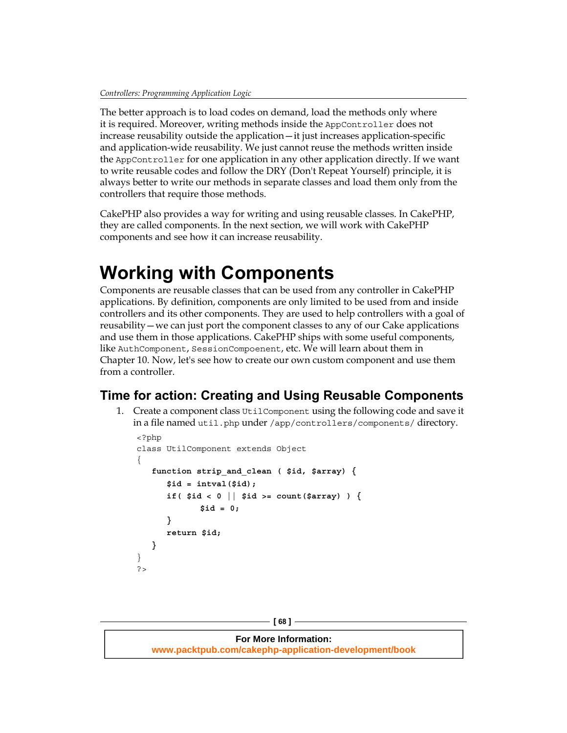The better approach is to load codes on demand, load the methods only where it is required. Moreover, writing methods inside the `AppController` does not increase reusability outside the application—it just increases application-specific and application-wide reusability. We just cannot reuse the methods written inside the `AppController` for one application in any other application directly. If we want to write reusable codes and follow the DRY (Don't Repeat Yourself) principle, it is always better to write our methods in separate classes and load them only from the controllers that require those methods.

CakePHP also provides a way for writing and using reusable classes. In CakePHP, they are called components. In the next section, we will work with CakePHP components and see how it can increase reusability.

# Working with Components

Components are reusable classes that can be used from any controller in CakePHP applications. By definition, components are only limited to be used from and inside controllers and its other components. They are used to help controllers with a goal of reusability—we can just port the component classes to any of our Cake applications and use them in those applications. CakePHP ships with some useful components, like `AuthComponent`, `SessionCompoenent`, etc. We will learn about them in Chapter 10. Now, let's see how to create our own custom component and use them from a controller.

## Time for action: Creating and Using Reusable Components

1. Create a component class `UtilComponent` using the following code and save it in a file named `util.php` under `/app/controllers/components/` directory.

```
<?php
class UtilComponent extends Object
{
   function strip_and_clean ( $id, $array) {
      $id = intval($id);
      if( $id < 0 || $id >= count($array) ) {
            $id = 0;
      }
      return $id;
   }
}
?>
```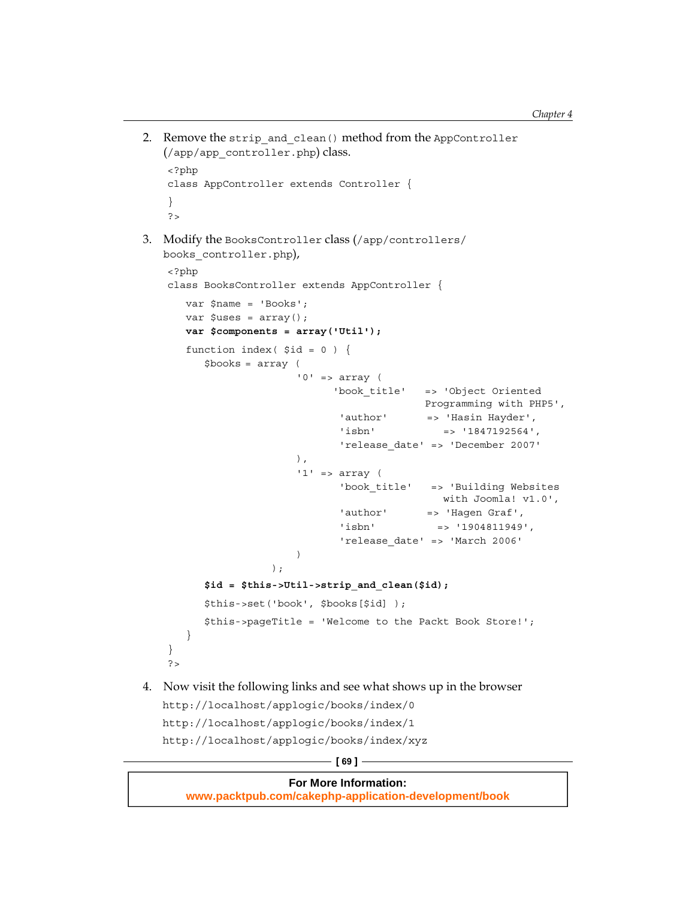2. Remove the `strip_and_clean()` method from the `AppController` (`/app/app_controller.php`) class.

```
<?php
class AppController extends Controller {
}
?>
```

3. Modify the `BooksController` class (`/app/controllers/books_controller.php`),

```
<?php
class BooksController extends AppController {
   var $name = 'Books';
   var $uses = array();
   var $components = array('Util');
   function index( $id = 0 ) {
      $books = array (
                     '0' => array (
                             'book_title'   => 'Object Oriented
                                              Programming with PHP5',
                              'author'      => 'Hasin Hayder',
                              'isbn'           => '1847192564',
                              'release_date' => 'December 2007'
                     ),
                     '1' => array (
                              'book_title'   => 'Building Websites
                                                with Joomla! v1.0',
                              'author'      => 'Hagen Graf',
                              'isbn'          => '1904811949',
                              'release_date' => 'March 2006'
                     )
                );
      $id = $this->Util->strip_and_clean($id);
      $this->set('book', $books[$id] );
      $this->pageTitle = 'Welcome to the Packt Book Store!';
   }
}
?>
```

4. Now visit the following links and see what shows up in the browser

   `http://localhost/applogic/books/index/0`

   `http://localhost/applogic/books/index/1`

   `http://localhost/applogic/books/index/xyz`

**For More Information:**
**www.packtpub.com/cakephp-application-development/book**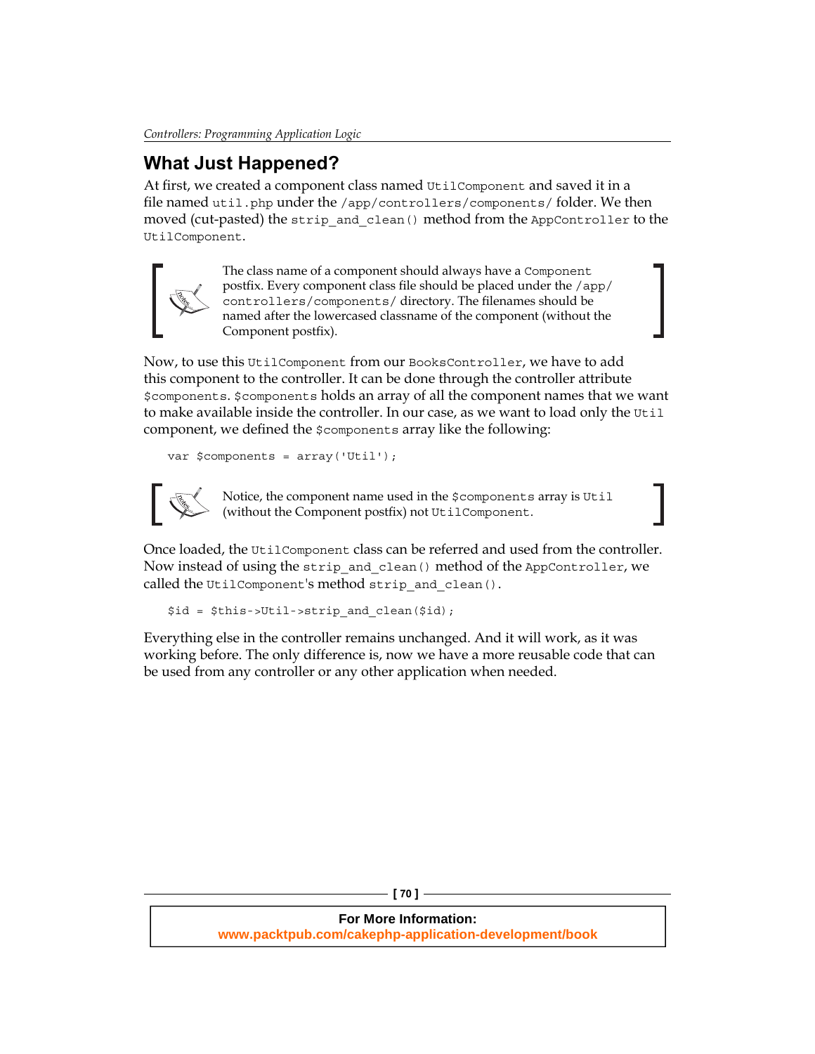## What Just Happened?

At first, we created a component class named `UtilComponent` and saved it in a file named `util.php` under the `/app/controllers/components/` folder. We then moved (cut-pasted) the `strip_and_clean()` method from the `AppController` to the `UtilComponent`.

> The class name of a component should always have a `Component` postfix. Every component class file should be placed under the `/app/controllers/components/` directory. The filenames should be named after the lowercased classname of the component (without the Component postfix).

Now, to use this `UtilComponent` from our `BooksController`, we have to add this component to the controller. It can be done through the controller attribute `$components`. `$components` holds an array of all the component names that we want to make available inside the controller. In our case, as we want to load only the `Util` component, we defined the `$components` array like the following:

```
var $components = array('Util');
```

> Notice, the component name used in the `$components` array is `Util` (without the Component postfix) not `UtilComponent`.

Once loaded, the `UtilComponent` class can be referred and used from the controller. Now instead of using the `strip_and_clean()` method of the `AppController`, we called the `UtilComponent`'s method `strip_and_clean()`.

```
$id = $this->Util->strip_and_clean($id);
```

Everything else in the controller remains unchanged. And it will work, as it was working before. The only difference is, now we have a more reusable code that can be used from any controller or any other application when needed.

**For More Information:**
**www.packtpub.com/cakephp-application-development/book**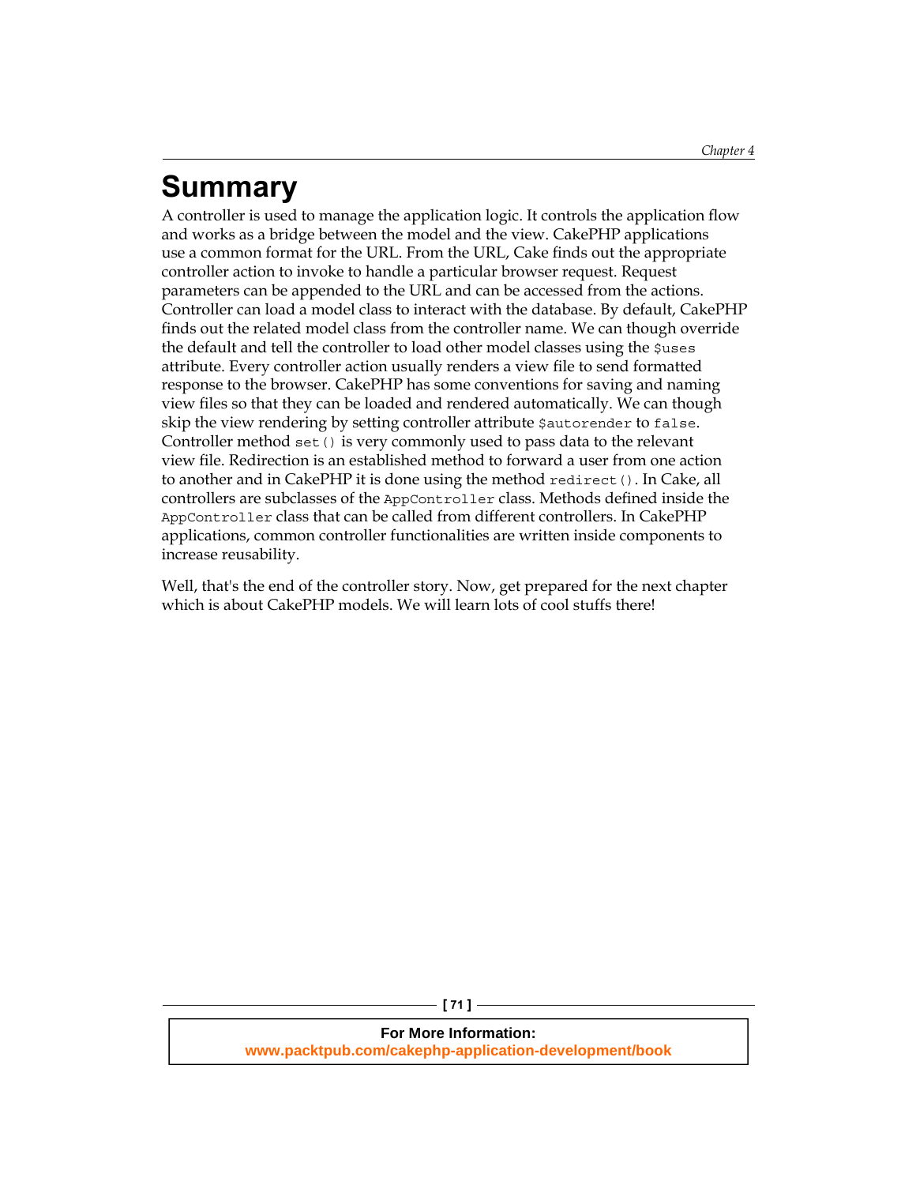# Summary

A controller is used to manage the application logic. It controls the application flow and works as a bridge between the model and the view. CakePHP applications use a common format for the URL. From the URL, Cake finds out the appropriate controller action to invoke to handle a particular browser request. Request parameters can be appended to the URL and can be accessed from the actions. Controller can load a model class to interact with the database. By default, CakePHP finds out the related model class from the controller name. We can though override the default and tell the controller to load other model classes using the `$uses` attribute. Every controller action usually renders a view file to send formatted response to the browser. CakePHP has some conventions for saving and naming view files so that they can be loaded and rendered automatically. We can though skip the view rendering by setting controller attribute `$autorender` to `false`. Controller method `set()` is very commonly used to pass data to the relevant view file. Redirection is an established method to forward a user from one action to another and in CakePHP it is done using the method `redirect()`. In Cake, all controllers are subclasses of the `AppController` class. Methods defined inside the `AppController` class that can be called from different controllers. In CakePHP applications, common controller functionalities are written inside components to increase reusability.

Well, that's the end of the controller story. Now, get prepared for the next chapter which is about CakePHP models. We will learn lots of cool stuffs there!

**For More Information:**
**www.packtpub.com/cakephp-application-development/book**